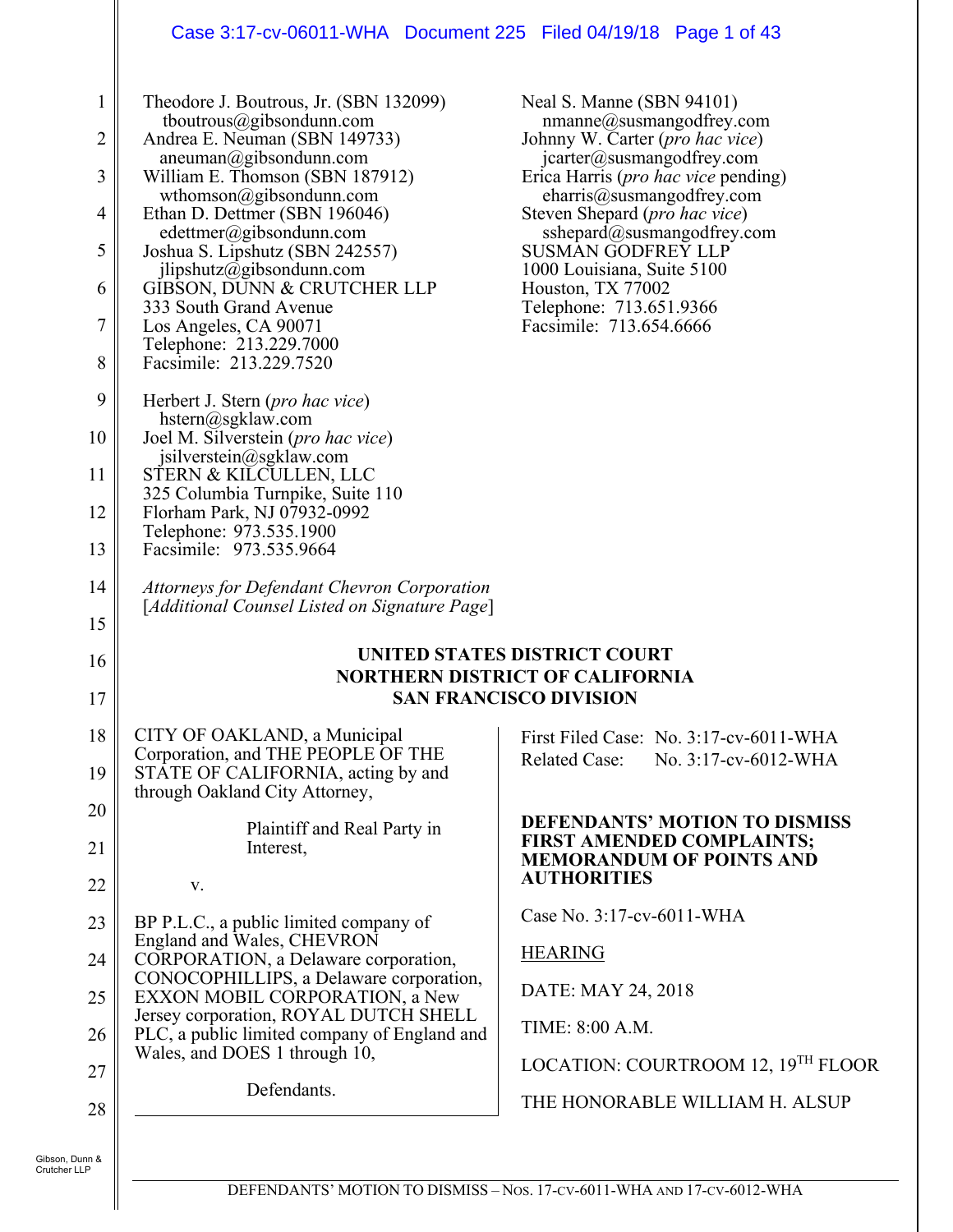Theodore J. Boutrous, Jr. (SBN 132099)
tboutrous@gibsondunn.com
Andrea E. Neuman (SBN 149733)
aneuman@gibsondunn.com
William E. Thomson (SBN 187912)
wthomson@gibsondunn.com
Ethan D. Dettmer (SBN 196046)
edettmer@gibsondunn.com
Joshua S. Lipshutz (SBN 242557)
jlipshutz@gibsondunn.com
GIBSON, DUNN & CRUTCHER LLP
333 South Grand Avenue
Los Angeles, CA 90071
Telephone: 213.229.7000
Facsimile: 213.229.7520

Herbert J. Stern (*pro hac vice*)
hstern@sgklaw.com
Joel M. Silverstein (*pro hac vice*)
jsilverstein@sgklaw.com
STERN & KILCULLEN, LLC
325 Columbia Turnpike, Suite 110
Florham Park, NJ 07932-0992
Telephone: 973.535.1900
Facsimile: 973.535.9664

Neal S. Manne (SBN 94101)
nmanne@susmangodfrey.com
Johnny W. Carter (*pro hac vice*)
jcarter@susmangodfrey.com
Erica Harris (*pro hac vice* pending)
eharris@susmangodfrey.com
Steven Shepard (*pro hac vice*)
sshepard@susmangodfrey.com
SUSMAN GODFREY LLP
1000 Louisiana, Suite 5100
Houston, TX 77002
Telephone: 713.651.9366
Facsimile: 713.654.6666

*Attorneys for Defendant Chevron Corporation*
[*Additional Counsel Listed on Signature Page*]

**UNITED STATES DISTRICT COURT**
**NORTHERN DISTRICT OF CALIFORNIA**
**SAN FRANCISCO DIVISION**

CITY OF OAKLAND, a Municipal Corporation, and THE PEOPLE OF THE STATE OF CALIFORNIA, acting by and through Oakland City Attorney,

Plaintiff and Real Party in Interest,

v.

BP P.L.C., a public limited company of England and Wales, CHEVRON CORPORATION, a Delaware corporation, CONOCOPHILLIPS, a Delaware corporation, EXXON MOBIL CORPORATION, a New Jersey corporation, ROYAL DUTCH SHELL PLC, a public limited company of England and Wales, and DOES 1 through 10,

Defendants.

First Filed Case: No. 3:17-cv-6011-WHA
Related Case: No. 3:17-cv-6012-WHA

**DEFENDANTS' MOTION TO DISMISS FIRST AMENDED COMPLAINTS; MEMORANDUM OF POINTS AND AUTHORITIES**

Case No. 3:17-cv-6011-WHA

HEARING

DATE: MAY 24, 2018

TIME: 8:00 A.M.

LOCATION: COURTROOM 12, 19TH FLOOR

THE HONORABLE WILLIAM H. ALSUP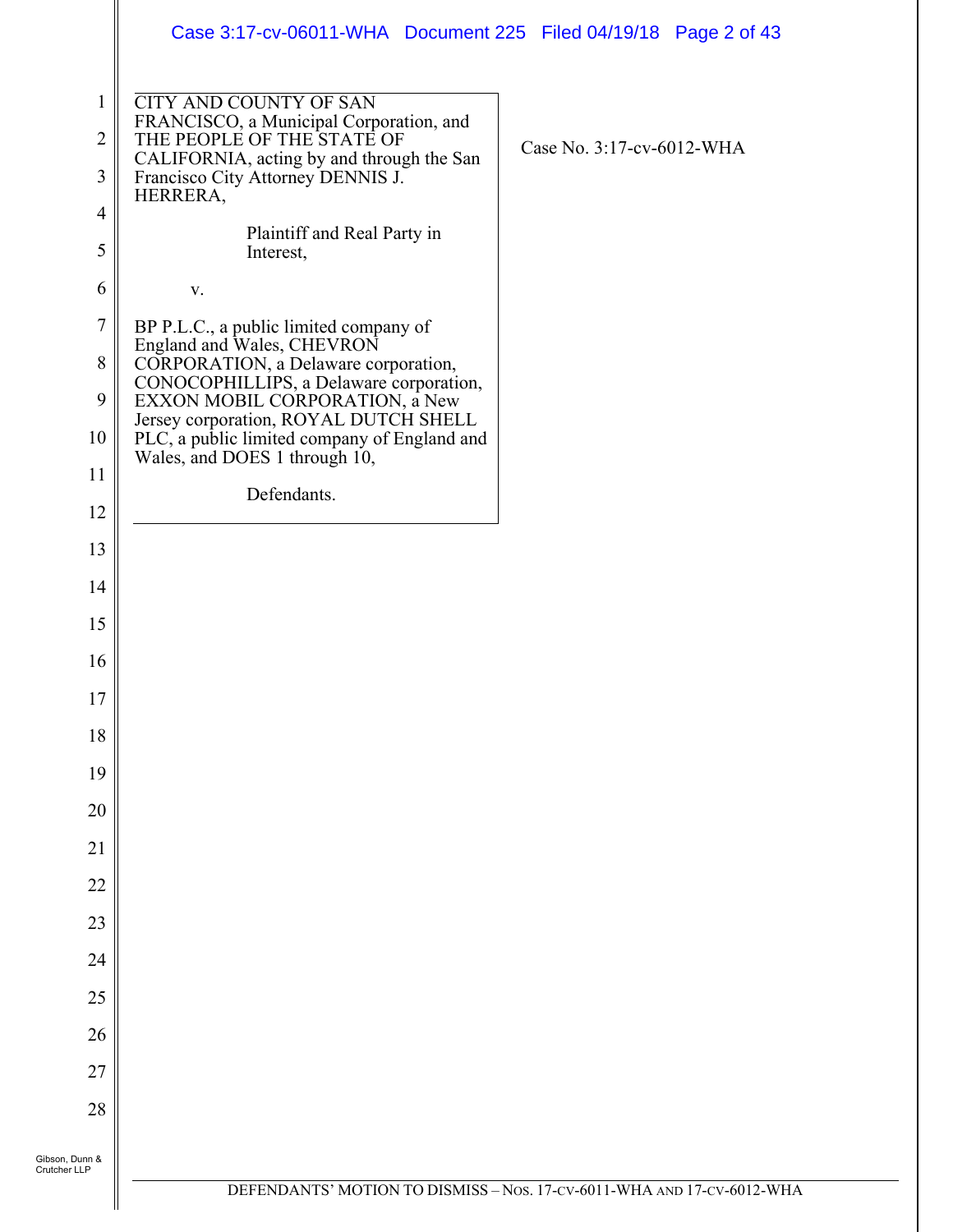CITY AND COUNTY OF SAN FRANCISCO, a Municipal Corporation, and THE PEOPLE OF THE STATE OF CALIFORNIA, acting by and through the San Francisco City Attorney DENNIS J. HERRERA,

Plaintiff and Real Party in Interest,

v.

BP P.L.C., a public limited company of England and Wales, CHEVRON CORPORATION, a Delaware corporation, CONOCOPHILLIPS, a Delaware corporation, EXXON MOBIL CORPORATION, a New Jersey corporation, ROYAL DUTCH SHELL PLC, a public limited company of England and Wales, and DOES 1 through 10,

Defendants.

Case No. 3:17-cv-6012-WHA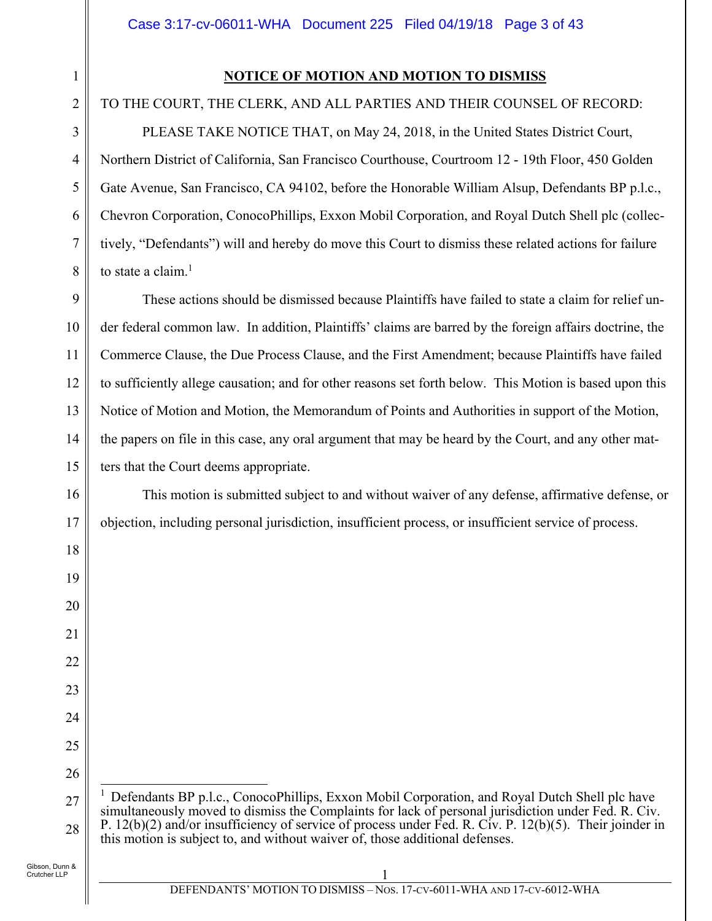# NOTICE OF MOTION AND MOTION TO DISMISS

TO THE COURT, THE CLERK, AND ALL PARTIES AND THEIR COUNSEL OF RECORD:

PLEASE TAKE NOTICE THAT, on May 24, 2018, in the United States District Court, Northern District of California, San Francisco Courthouse, Courtroom 12 - 19th Floor, 450 Golden Gate Avenue, San Francisco, CA 94102, before the Honorable William Alsup, Defendants BP p.l.c., Chevron Corporation, ConocoPhillips, Exxon Mobil Corporation, and Royal Dutch Shell plc (collectively, "Defendants") will and hereby do move this Court to dismiss these related actions for failure to state a claim.[1]

These actions should be dismissed because Plaintiffs have failed to state a claim for relief under federal common law. In addition, Plaintiffs' claims are barred by the foreign affairs doctrine, the Commerce Clause, the Due Process Clause, and the First Amendment; because Plaintiffs have failed to sufficiently allege causation; and for other reasons set forth below. This Motion is based upon this Notice of Motion and Motion, the Memorandum of Points and Authorities in support of the Motion, the papers on file in this case, any oral argument that may be heard by the Court, and any other matters that the Court deems appropriate.

This motion is submitted subject to and without waiver of any defense, affirmative defense, or objection, including personal jurisdiction, insufficient process, or insufficient service of process.

---

[1] Defendants BP p.l.c., ConocoPhillips, Exxon Mobil Corporation, and Royal Dutch Shell plc have simultaneously moved to dismiss the Complaints for lack of personal jurisdiction under Fed. R. Civ. P. 12(b)(2) and/or insufficiency of service of process under Fed. R. Civ. P. 12(b)(5). Their joinder in this motion is subject to, and without waiver of, those additional defenses.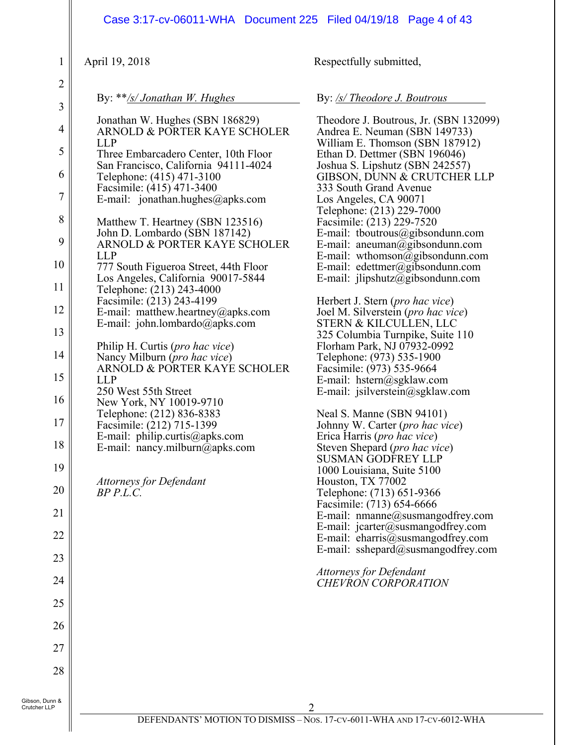April 19, 2018

Respectfully submitted,

By: **/s/ Jonathan W. Hughes

Jonathan W. Hughes (SBN 186829)
ARNOLD & PORTER KAYE SCHOLER LLP
Three Embarcadero Center, 10th Floor
San Francisco, California 94111-4024
Telephone: (415) 471-3100
Facsimile: (415) 471-3400
E-mail: jonathan.hughes@apks.com

Matthew T. Heartney (SBN 123516)
John D. Lombardo (SBN 187142)
ARNOLD & PORTER KAYE SCHOLER LLP
777 South Figueroa Street, 44th Floor
Los Angeles, California 90017-5844
Telephone: (213) 243-4000
Facsimile: (213) 243-4199
E-mail: matthew.heartney@apks.com
E-mail: john.lombardo@apks.com

Philip H. Curtis (*pro hac vice*)
Nancy Milburn (*pro hac vice*)
ARNOLD & PORTER KAYE SCHOLER LLP
250 West 55th Street
New York, NY 10019-9710
Telephone: (212) 836-8383
Facsimile: (212) 715-1399
E-mail: philip.curtis@apks.com
E-mail: nancy.milburn@apks.com

*Attorneys for Defendant*
*BP P.L.C.*

By: /s/ Theodore J. Boutrous

Theodore J. Boutrous, Jr. (SBN 132099)
Andrea E. Neuman (SBN 149733)
William E. Thomson (SBN 187912)
Ethan D. Dettmer (SBN 196046)
Joshua S. Lipshutz (SBN 242557)
GIBSON, DUNN & CRUTCHER LLP
333 South Grand Avenue
Los Angeles, CA 90071
Telephone: (213) 229-7000
Facsimile: (213) 229-7520
E-mail: tboutrous@gibsondunn.com
E-mail: aneuman@gibsondunn.com
E-mail: wthomson@gibsondunn.com
E-mail: edettmer@gibsondunn.com
E-mail: jlipshutz@gibsondunn.com

Herbert J. Stern (*pro hac vice*)
Joel M. Silverstein (*pro hac vice*)
STERN & KILCULLEN, LLC
325 Columbia Turnpike, Suite 110
Florham Park, NJ 07932-0992
Telephone: (973) 535-1900
Facsimile: (973) 535-9664
E-mail: hstern@sgklaw.com
E-mail: jsilverstein@sgklaw.com

Neal S. Manne (SBN 94101)
Johnny W. Carter (*pro hac vice*)
Erica Harris (*pro hac vice*)
Steven Shepard (*pro hac vice*)
SUSMAN GODFREY LLP
1000 Louisiana, Suite 5100
Houston, TX 77002
Telephone: (713) 651-9366
Facsimile: (713) 654-6666
E-mail: nmanne@susmangodfrey.com
E-mail: jcarter@susmangodfrey.com
E-mail: eharris@susmangodfrey.com
E-mail: sshepard@susmangodfrey.com

*Attorneys for Defendant*
*CHEVRON CORPORATION*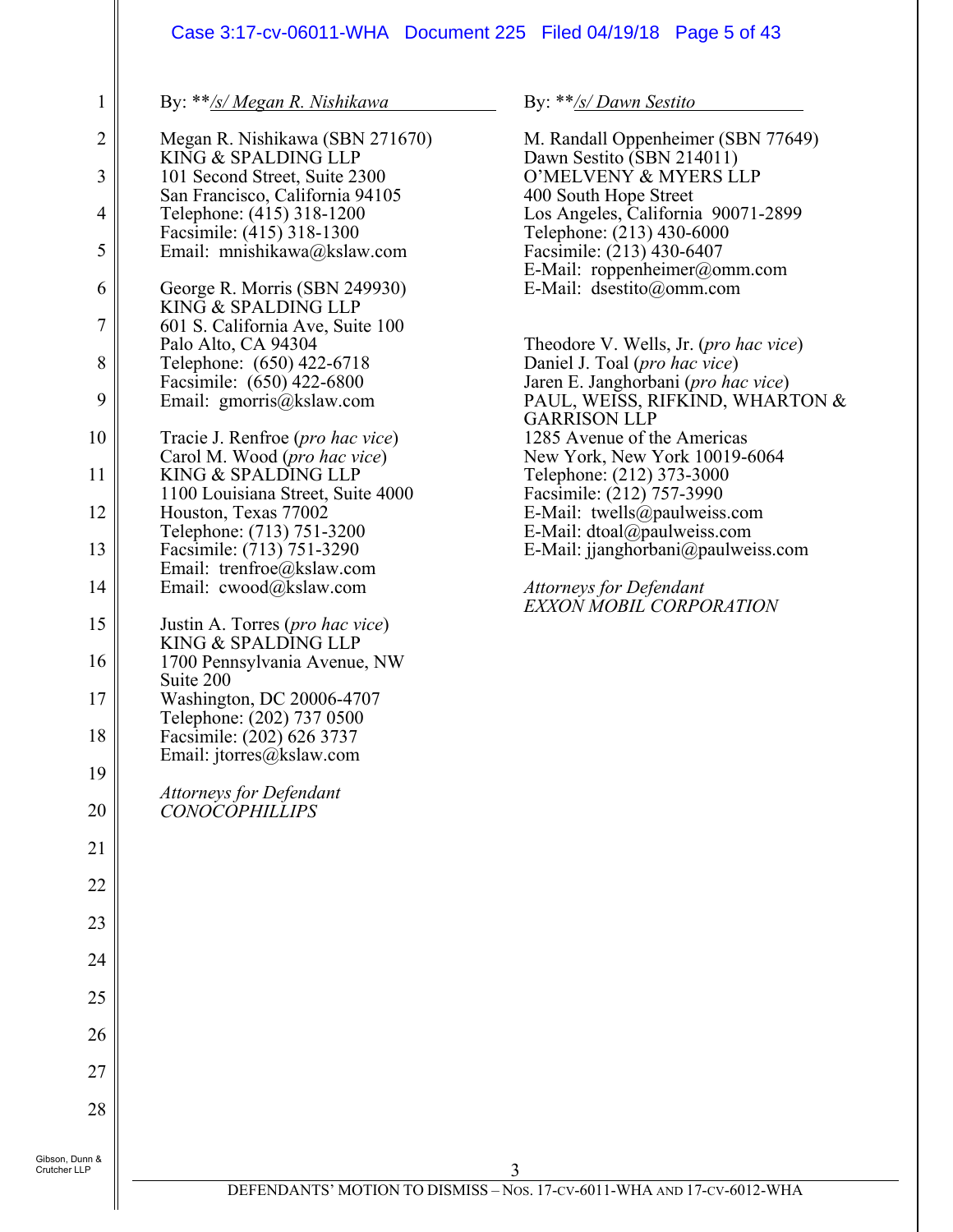By: **/s/ Megan R. Nishikawa

Megan R. Nishikawa (SBN 271670)
KING & SPALDING LLP
101 Second Street, Suite 2300
San Francisco, California 94105
Telephone: (415) 318-1200
Facsimile: (415) 318-1300
Email: mnishikawa@kslaw.com

George R. Morris (SBN 249930)
KING & SPALDING LLP
601 S. California Ave, Suite 100
Palo Alto, CA 94304
Telephone: (650) 422-6718
Facsimile: (650) 422-6800
Email: gmorris@kslaw.com

Tracie J. Renfroe (*pro hac vice*)
Carol M. Wood (*pro hac vice*)
KING & SPALDING LLP
1100 Louisiana Street, Suite 4000
Houston, Texas 77002
Telephone: (713) 751-3200
Facsimile: (713) 751-3290
Email: trenfroe@kslaw.com
Email: cwood@kslaw.com

Justin A. Torres (*pro hac vice*)
KING & SPALDING LLP
1700 Pennsylvania Avenue, NW
Suite 200
Washington, DC 20006-4707
Telephone: (202) 737 0500
Facsimile: (202) 626 3737
Email: jtorres@kslaw.com

*Attorneys for Defendant*
*CONOCOPHILLIPS*

By: **/s/ Dawn Sestito

M. Randall Oppenheimer (SBN 77649)
Dawn Sestito (SBN 214011)
O'MELVENY & MYERS LLP
400 South Hope Street
Los Angeles, California 90071-2899
Telephone: (213) 430-6000
Facsimile: (213) 430-6407
E-Mail: roppenheimer@omm.com
E-Mail: dsestito@omm.com

Theodore V. Wells, Jr. (*pro hac vice*)
Daniel J. Toal (*pro hac vice*)
Jaren E. Janghorbani (*pro hac vice*)
PAUL, WEISS, RIFKIND, WHARTON & GARRISON LLP
1285 Avenue of the Americas
New York, New York 10019-6064
Telephone: (212) 373-3000
Facsimile: (212) 757-3990
E-Mail: twells@paulweiss.com
E-Mail: dtoal@paulweiss.com
E-Mail: jjanghorbani@paulweiss.com

*Attorneys for Defendant*
*EXXON MOBIL CORPORATION*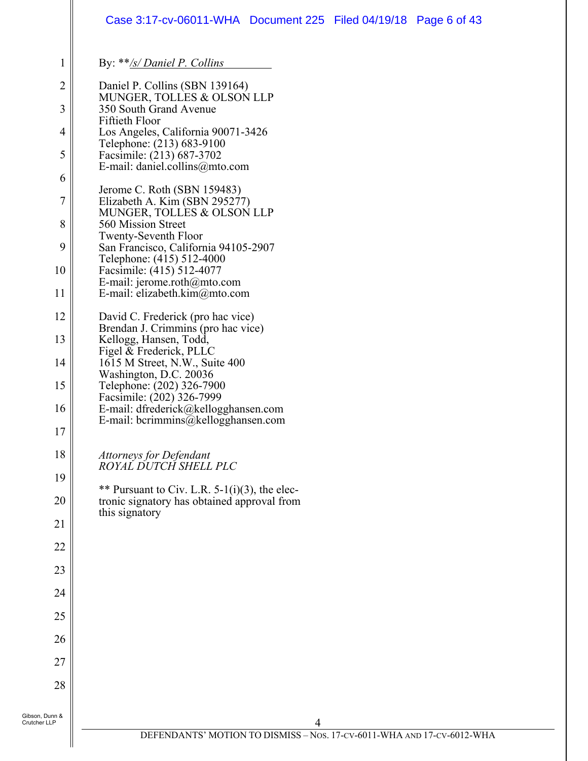By: \*\**/s/ Daniel P. Collins*

Daniel P. Collins (SBN 139164)
MUNGER, TOLLES & OLSON LLP
350 South Grand Avenue
Fiftieth Floor
Los Angeles, California 90071-3426
Telephone: (213) 683-9100
Facsimile: (213) 687-3702
E-mail: daniel.collins@mto.com

Jerome C. Roth (SBN 159483)
Elizabeth A. Kim (SBN 295277)
MUNGER, TOLLES & OLSON LLP
560 Mission Street
Twenty-Seventh Floor
San Francisco, California 94105-2907
Telephone: (415) 512-4000
Facsimile: (415) 512-4077
E-mail: jerome.roth@mto.com
E-mail: elizabeth.kim@mto.com

David C. Frederick (pro hac vice)
Brendan J. Crimmins (pro hac vice)
Kellogg, Hansen, Todd,
Figel & Frederick, PLLC
1615 M Street, N.W., Suite 400
Washington, D.C. 20036
Telephone: (202) 326-7900
Facsimile: (202) 326-7999
E-mail: dfrederick@kellogghansen.com
E-mail: bcrimmins@kellogghansen.com

*Attorneys for Defendant*
*ROYAL DUTCH SHELL PLC*

** Pursuant to Civ. L.R. 5-1(i)(3), the electronic signatory has obtained approval from this signatory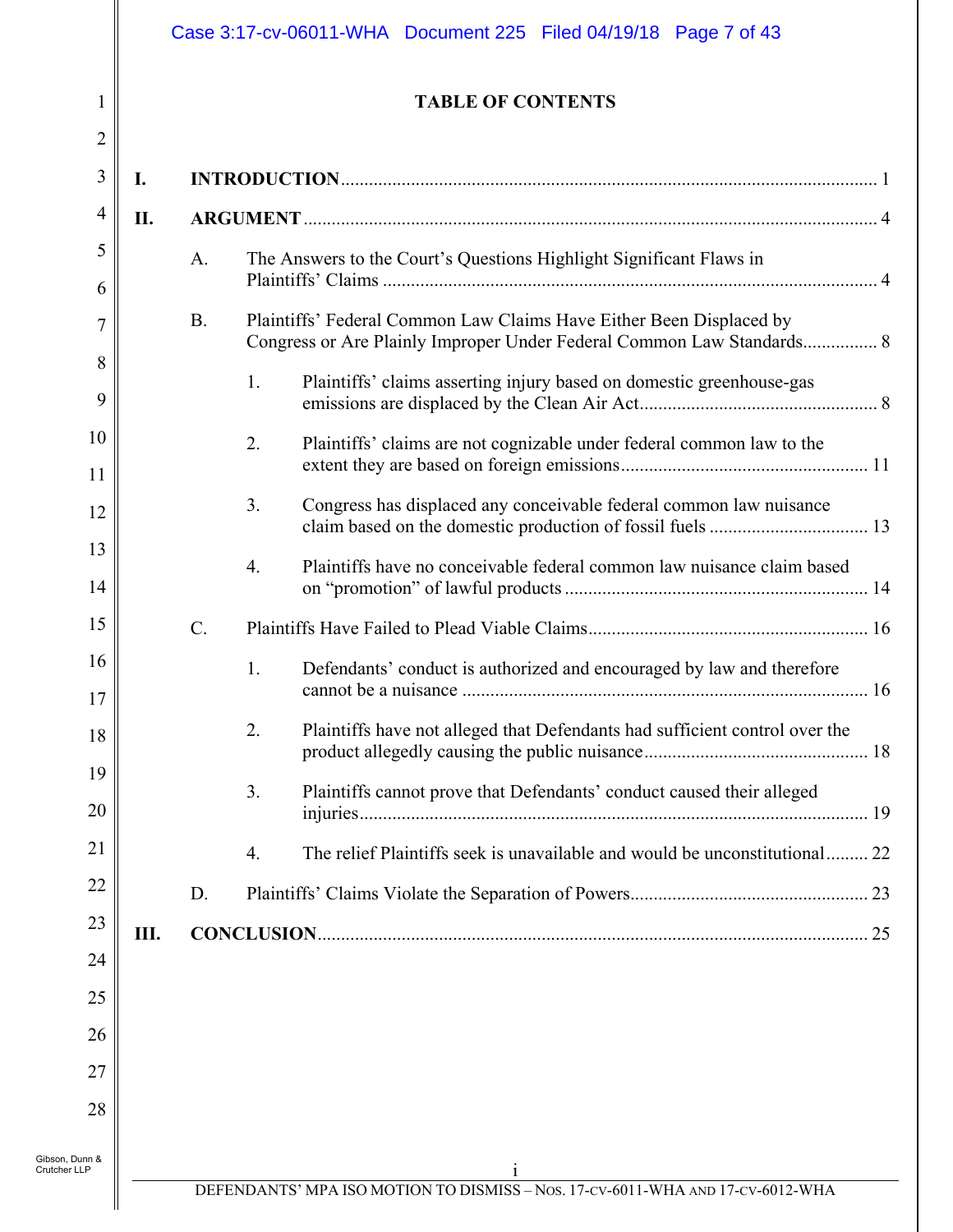## TABLE OF CONTENTS

**I. INTRODUCTION** .......... 1

**II. ARGUMENT** .......... 4

- A. The Answers to the Court's Questions Highlight Significant Flaws in Plaintiffs' Claims .......... 4
- B. Plaintiffs' Federal Common Law Claims Have Either Been Displaced by Congress or Are Plainly Improper Under Federal Common Law Standards .......... 8
  1. Plaintiffs' claims asserting injury based on domestic greenhouse-gas emissions are displaced by the Clean Air Act .......... 8
  2. Plaintiffs' claims are not cognizable under federal common law to the extent they are based on foreign emissions .......... 11
  3. Congress has displaced any conceivable federal common law nuisance claim based on the domestic production of fossil fuels .......... 13
  4. Plaintiffs have no conceivable federal common law nuisance claim based on "promotion" of lawful products .......... 14
- C. Plaintiffs Have Failed to Plead Viable Claims .......... 16
  1. Defendants' conduct is authorized and encouraged by law and therefore cannot be a nuisance .......... 16
  2. Plaintiffs have not alleged that Defendants had sufficient control over the product allegedly causing the public nuisance .......... 18
  3. Plaintiffs cannot prove that Defendants' conduct caused their alleged injuries .......... 19
  4. The relief Plaintiffs seek is unavailable and would be unconstitutional .......... 22
- D. Plaintiffs' Claims Violate the Separation of Powers .......... 23

**III. CONCLUSION** .......... 25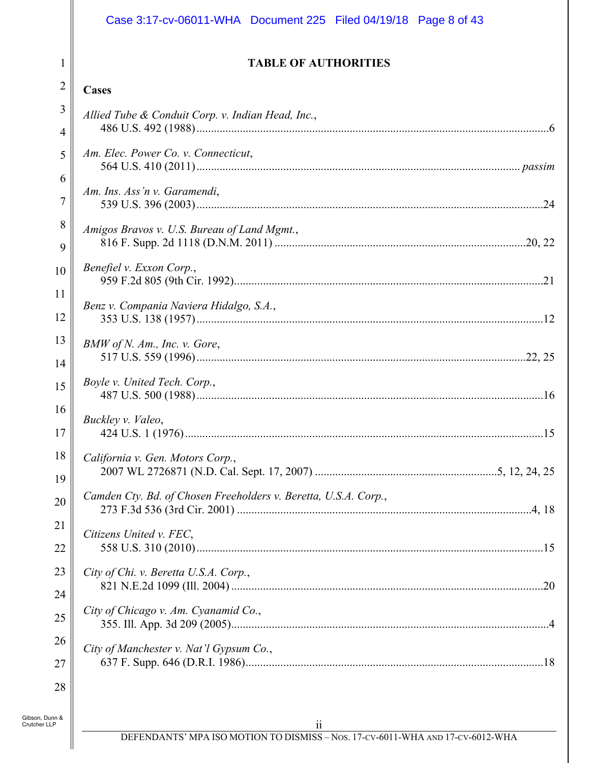# TABLE OF AUTHORITIES

## Cases

*Allied Tube & Conduit Corp. v. Indian Head, Inc.*, 486 U.S. 492 (1988) .......... 6

*Am. Elec. Power Co. v. Connecticut*, 564 U.S. 410 (2011) .......... *passim*

*Am. Ins. Ass'n v. Garamendi*, 539 U.S. 396 (2003) .......... 24

*Amigos Bravos v. U.S. Bureau of Land Mgmt.*, 816 F. Supp. 2d 1118 (D.N.M. 2011) .......... 20, 22

*Benefiel v. Exxon Corp.*, 959 F.2d 805 (9th Cir. 1992) .......... 21

*Benz v. Compania Naviera Hidalgo, S.A.*, 353 U.S. 138 (1957) .......... 12

*BMW of N. Am., Inc. v. Gore*, 517 U.S. 559 (1996) .......... 22, 25

*Boyle v. United Tech. Corp.*, 487 U.S. 500 (1988) .......... 16

*Buckley v. Valeo*, 424 U.S. 1 (1976) .......... 15

*California v. Gen. Motors Corp.*, 2007 WL 2726871 (N.D. Cal. Sept. 17, 2007) .......... 5, 12, 24, 25

*Camden Cty. Bd. of Chosen Freeholders v. Beretta, U.S.A. Corp.*, 273 F.3d 536 (3rd Cir. 2001) .......... 4, 18

*Citizens United v. FEC*, 558 U.S. 310 (2010) .......... 15

*City of Chi. v. Beretta U.S.A. Corp.*, 821 N.E.2d 1099 (Ill. 2004) .......... 20

*City of Chicago v. Am. Cyanamid Co.*, 355. Ill. App. 3d 209 (2005) .......... 4

*City of Manchester v. Nat'l Gypsum Co.*, 637 F. Supp. 646 (D.R.I. 1986) .......... 18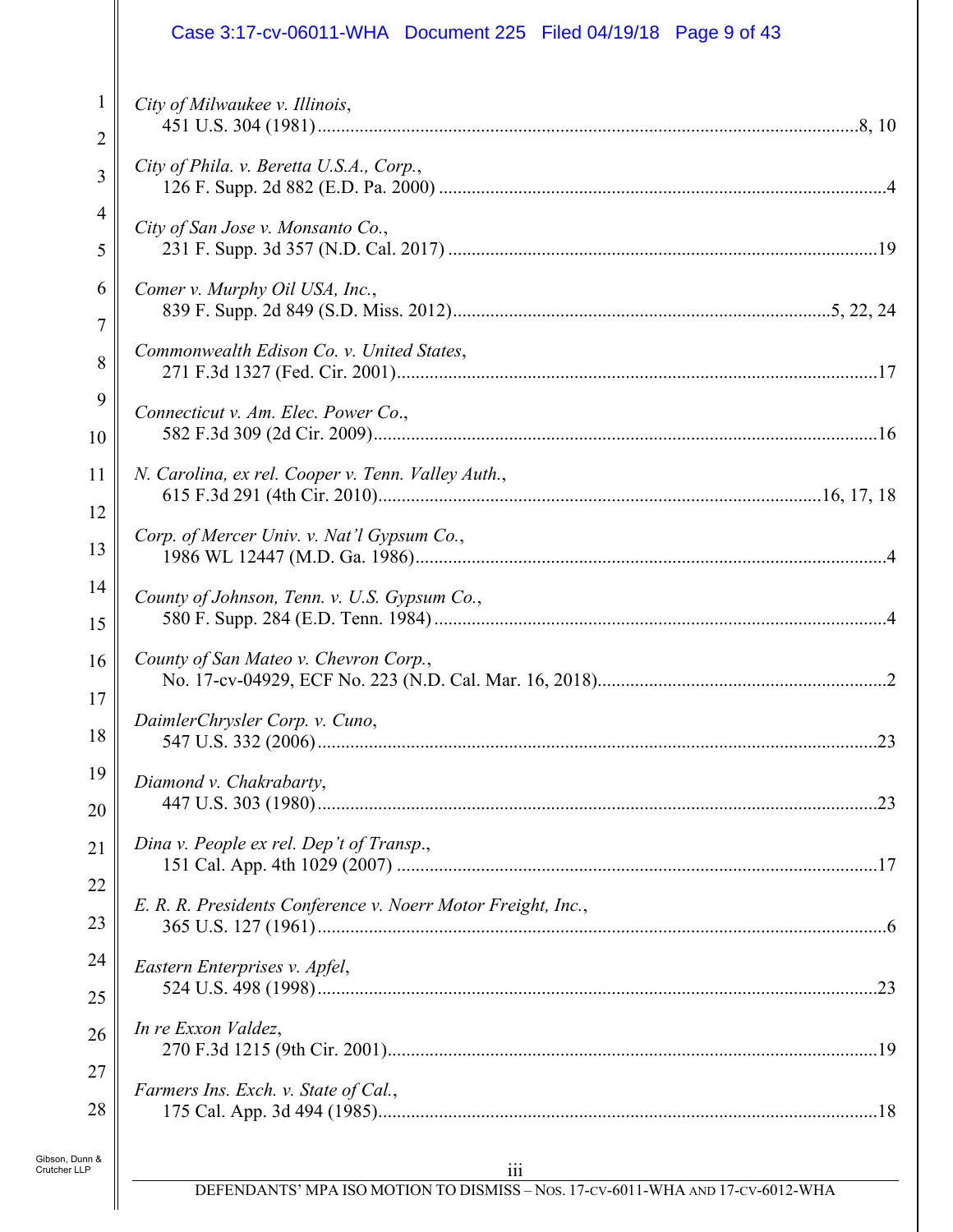*City of Milwaukee v. Illinois*,
451 U.S. 304 (1981) ....................................................................................................8, 10

*City of Phila. v. Beretta U.S.A., Corp.*,
126 F. Supp. 2d 882 (E.D. Pa. 2000) ...............................................................................................4

*City of San Jose v. Monsanto Co.*,
231 F. Supp. 3d 357 (N.D. Cal. 2017) ............................................................................................19

*Comer v. Murphy Oil USA, Inc.*,
839 F. Supp. 2d 849 (S.D. Miss. 2012)................................................................................5, 22, 24

*Commonwealth Edison Co. v. United States*,
271 F.3d 1327 (Fed. Cir. 2001).......................................................................................................17

*Connecticut v. Am. Elec. Power Co.*,
582 F.3d 309 (2d Cir. 2009)............................................................................................................16

*N. Carolina, ex rel. Cooper v. Tenn. Valley Auth.*,
615 F.3d 291 (4th Cir. 2010).............................................................................................16, 17, 18

*Corp. of Mercer Univ. v. Nat'l Gypsum Co.*,
1986 WL 12447 (M.D. Ga. 1986).....................................................................................................4

*County of Johnson, Tenn. v. U.S. Gypsum Co.*,
580 F. Supp. 284 (E.D. Tenn. 1984) ................................................................................................4

*County of San Mateo v. Chevron Corp.*,
No. 17-cv-04929, ECF No. 223 (N.D. Cal. Mar. 16, 2018).............................................................2

*DaimlerChrysler Corp. v. Cuno*,
547 U.S. 332 (2006).......................................................................................................................23

*Diamond v. Chakrabarty*,
447 U.S. 303 (1980).......................................................................................................................23

*Dina v. People ex rel. Dep't of Transp.*,
151 Cal. App. 4th 1029 (2007) ......................................................................................................17

*E. R. R. Presidents Conference v. Noerr Motor Freight, Inc.*,
365 U.S. 127 (1961).........................................................................................................................6

*Eastern Enterprises v. Apfel*,
524 U.S. 498 (1998).......................................................................................................................23

*In re Exxon Valdez*,
270 F.3d 1215 (9th Cir. 2001)........................................................................................................19

*Farmers Ins. Exch. v. State of Cal.*,
175 Cal. App. 3d 494 (1985)..........................................................................................................18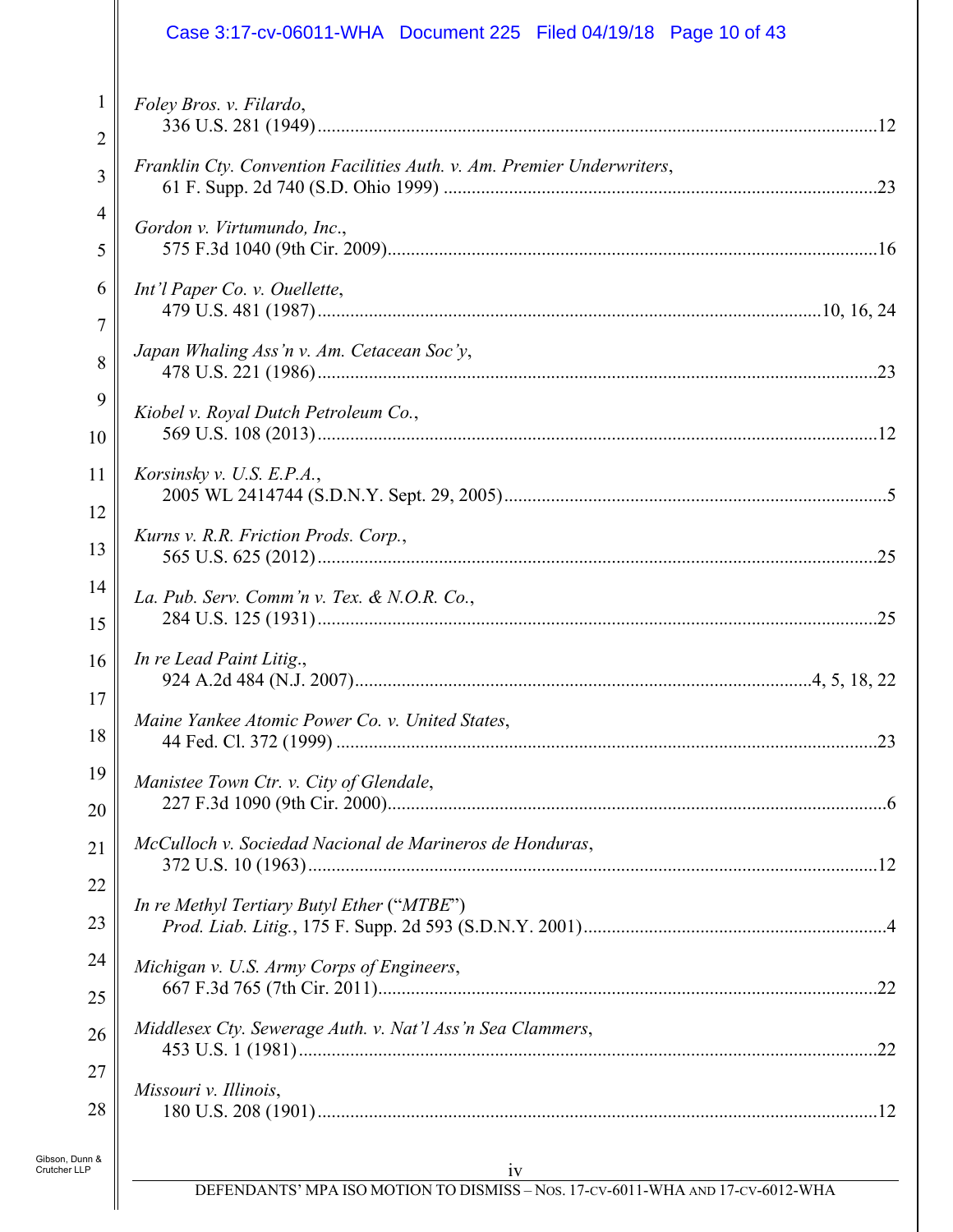*Foley Bros. v. Filardo*,
336 U.S. 281 (1949) .......................................................................................................12

*Franklin Cty. Convention Facilities Auth. v. Am. Premier Underwriters*,
61 F. Supp. 2d 740 (S.D. Ohio 1999) ............................................................................23

*Gordon v. Virtumundo, Inc.*,
575 F.3d 1040 (9th Cir. 2009).........................................................................................16

*Int'l Paper Co. v. Ouellette*,
479 U.S. 481 (1987) ..........................................................................................10, 16, 24

*Japan Whaling Ass'n v. Am. Cetacean Soc'y*,
478 U.S. 221 (1986) .......................................................................................................23

*Kiobel v. Royal Dutch Petroleum Co.*,
569 U.S. 108 (2013) .......................................................................................................12

*Korsinsky v. U.S. E.P.A.*,
2005 WL 2414744 (S.D.N.Y. Sept. 29, 2005) ...................................................................5

*Kurns v. R.R. Friction Prods. Corp.*,
565 U.S. 625 (2012) .......................................................................................................25

*La. Pub. Serv. Comm'n v. Tex. & N.O.R. Co.*,
284 U.S. 125 (1931) .......................................................................................................25

*In re Lead Paint Litig.*,
924 A.2d 484 (N.J. 2007).................................................................................4, 5, 18, 22

*Maine Yankee Atomic Power Co. v. United States*,
44 Fed. Cl. 372 (1999) ....................................................................................................23

*Manistee Town Ctr. v. City of Glendale*,
227 F.3d 1090 (9th Cir. 2000)...........................................................................................6

*McCulloch v. Sociedad Nacional de Marineros de Honduras*,
372 U.S. 10 (1963) .........................................................................................................12

*In re Methyl Tertiary Butyl Ether* ("*MTBE*")
*Prod. Liab. Litig.*, 175 F. Supp. 2d 593 (S.D.N.Y. 2001).................................................4

*Michigan v. U.S. Army Corps of Engineers*,
667 F.3d 765 (7th Cir. 2011)...........................................................................................22

*Middlesex Cty. Sewerage Auth. v. Nat'l Ass'n Sea Clammers*,
453 U.S. 1 (1981) ...........................................................................................................22

*Missouri v. Illinois*,
180 U.S. 208 (1901) .......................................................................................................12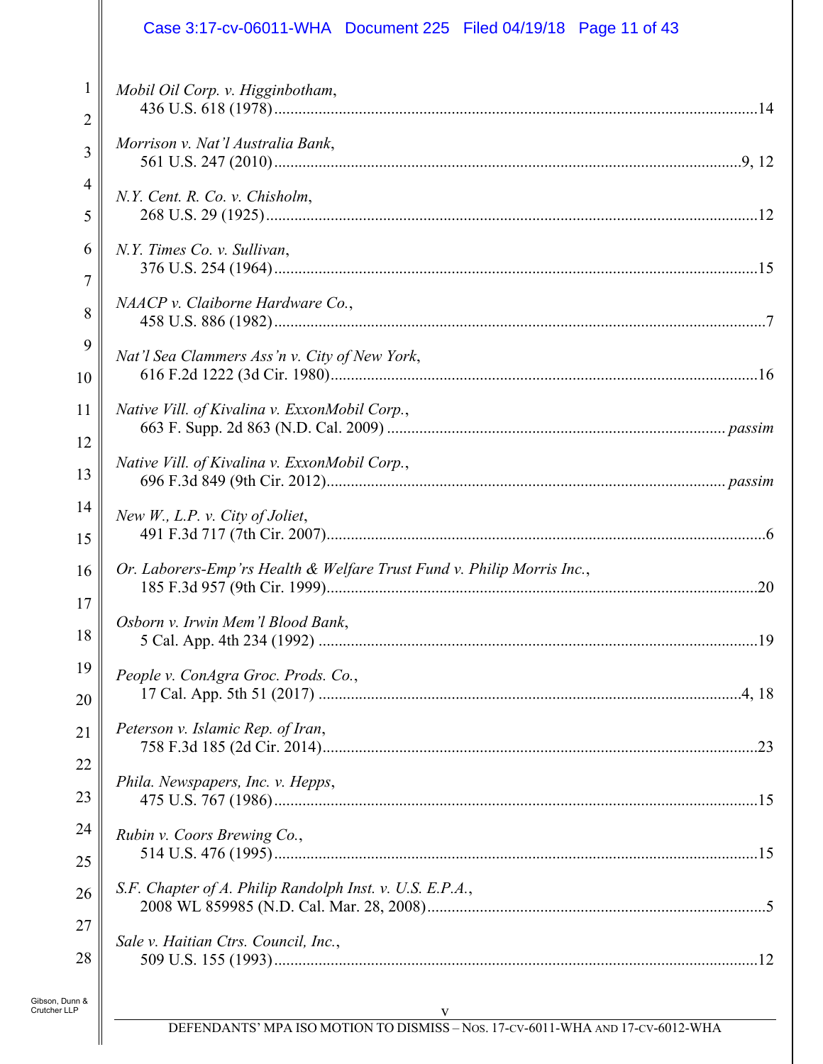*Mobil Oil Corp. v. Higginbotham*,
436 U.S. 618 (1978) .......... 14

*Morrison v. Nat'l Australia Bank*,
561 U.S. 247 (2010) .......... 9, 12

*N.Y. Cent. R. Co. v. Chisholm*,
268 U.S. 29 (1925) .......... 12

*N.Y. Times Co. v. Sullivan*,
376 U.S. 254 (1964) .......... 15

*NAACP v. Claiborne Hardware Co.*,
458 U.S. 886 (1982) .......... 7

*Nat'l Sea Clammers Ass'n v. City of New York*,
616 F.2d 1222 (3d Cir. 1980) .......... 16

*Native Vill. of Kivalina v. ExxonMobil Corp.*,
663 F. Supp. 2d 863 (N.D. Cal. 2009) .......... *passim*

*Native Vill. of Kivalina v. ExxonMobil Corp.*,
696 F.3d 849 (9th Cir. 2012) .......... *passim*

*New W., L.P. v. City of Joliet*,
491 F.3d 717 (7th Cir. 2007) .......... 6

*Or. Laborers-Emp'rs Health & Welfare Trust Fund v. Philip Morris Inc.*,
185 F.3d 957 (9th Cir. 1999) .......... 20

*Osborn v. Irwin Mem'l Blood Bank*,
5 Cal. App. 4th 234 (1992) .......... 19

*People v. ConAgra Groc. Prods. Co.*,
17 Cal. App. 5th 51 (2017) .......... 4, 18

*Peterson v. Islamic Rep. of Iran*,
758 F.3d 185 (2d Cir. 2014) .......... 23

*Phila. Newspapers, Inc. v. Hepps*,
475 U.S. 767 (1986) .......... 15

*Rubin v. Coors Brewing Co.*,
514 U.S. 476 (1995) .......... 15

*S.F. Chapter of A. Philip Randolph Inst. v. U.S. E.P.A.*,
2008 WL 859985 (N.D. Cal. Mar. 28, 2008) .......... 5

*Sale v. Haitian Ctrs. Council, Inc.*,
509 U.S. 155 (1993) .......... 12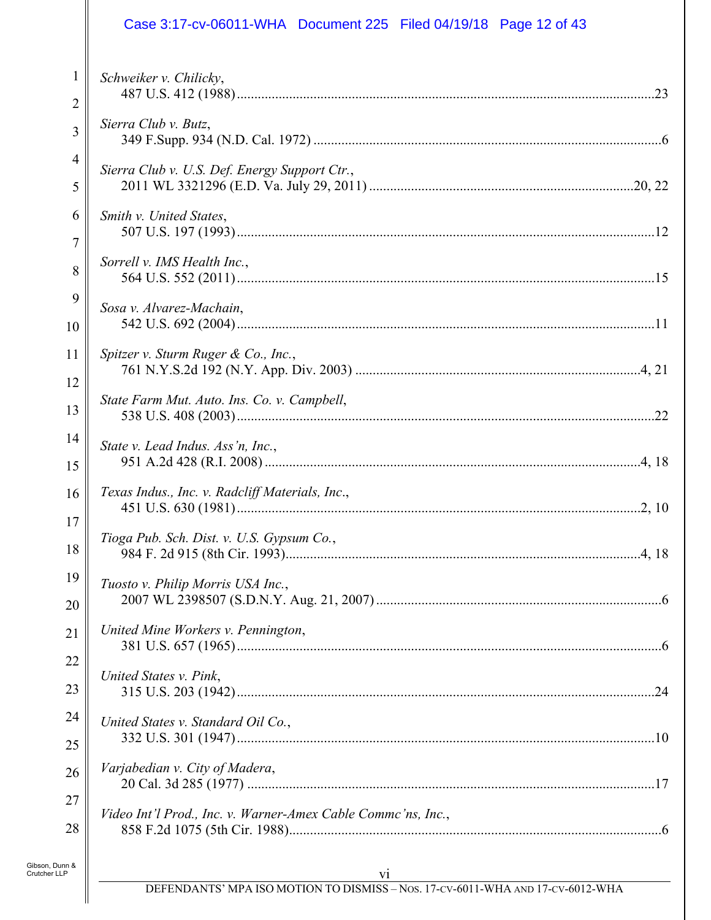*Schweiker v. Chilicky*,
487 U.S. 412 (1988) .......................................................................................................... 23

*Sierra Club v. Butz*,
349 F.Supp. 934 (N.D. Cal. 1972) .................................................................................... 6

*Sierra Club v. U.S. Def. Energy Support Ctr.*,
2011 WL 3321296 (E.D. Va. July 29, 2011) ........................................................... 20, 22

*Smith v. United States*,
507 U.S. 197 (1993) .......................................................................................................... 12

*Sorrell v. IMS Health Inc.*,
564 U.S. 552 (2011) .......................................................................................................... 15

*Sosa v. Alvarez-Machain*,
542 U.S. 692 (2004) .......................................................................................................... 11

*Spitzer v. Sturm Ruger & Co., Inc.*,
761 N.Y.S.2d 192 (N.Y. App. Div. 2003) .................................................................. 4, 21

*State Farm Mut. Auto. Ins. Co. v. Campbell*,
538 U.S. 408 (2003) .......................................................................................................... 22

*State v. Lead Indus. Ass'n, Inc.*,
951 A.2d 428 (R.I. 2008) ............................................................................................ 4, 18

*Texas Indus., Inc. v. Radcliff Materials, Inc.*,
451 U.S. 630 (1981) ...................................................................................................... 2, 10

*Tioga Pub. Sch. Dist. v. U.S. Gypsum Co.*,
984 F. 2d 915 (8th Cir. 1993) ...................................................................................... 4, 18

*Tuosto v. Philip Morris USA Inc.*,
2007 WL 2398507 (S.D.N.Y. Aug. 21, 2007) ................................................................... 6

*United Mine Workers v. Pennington*,
381 U.S. 657 (1965) ............................................................................................................ 6

*United States v. Pink*,
315 U.S. 203 (1942) .......................................................................................................... 24

*United States v. Standard Oil Co.*,
332 U.S. 301 (1947) .......................................................................................................... 10

*Varjabedian v. City of Madera*,
20 Cal. 3d 285 (1977) ....................................................................................................... 17

*Video Int'l Prod., Inc. v. Warner-Amex Cable Commc'ns, Inc.*,
858 F.2d 1075 (5th Cir. 1988) ............................................................................................ 6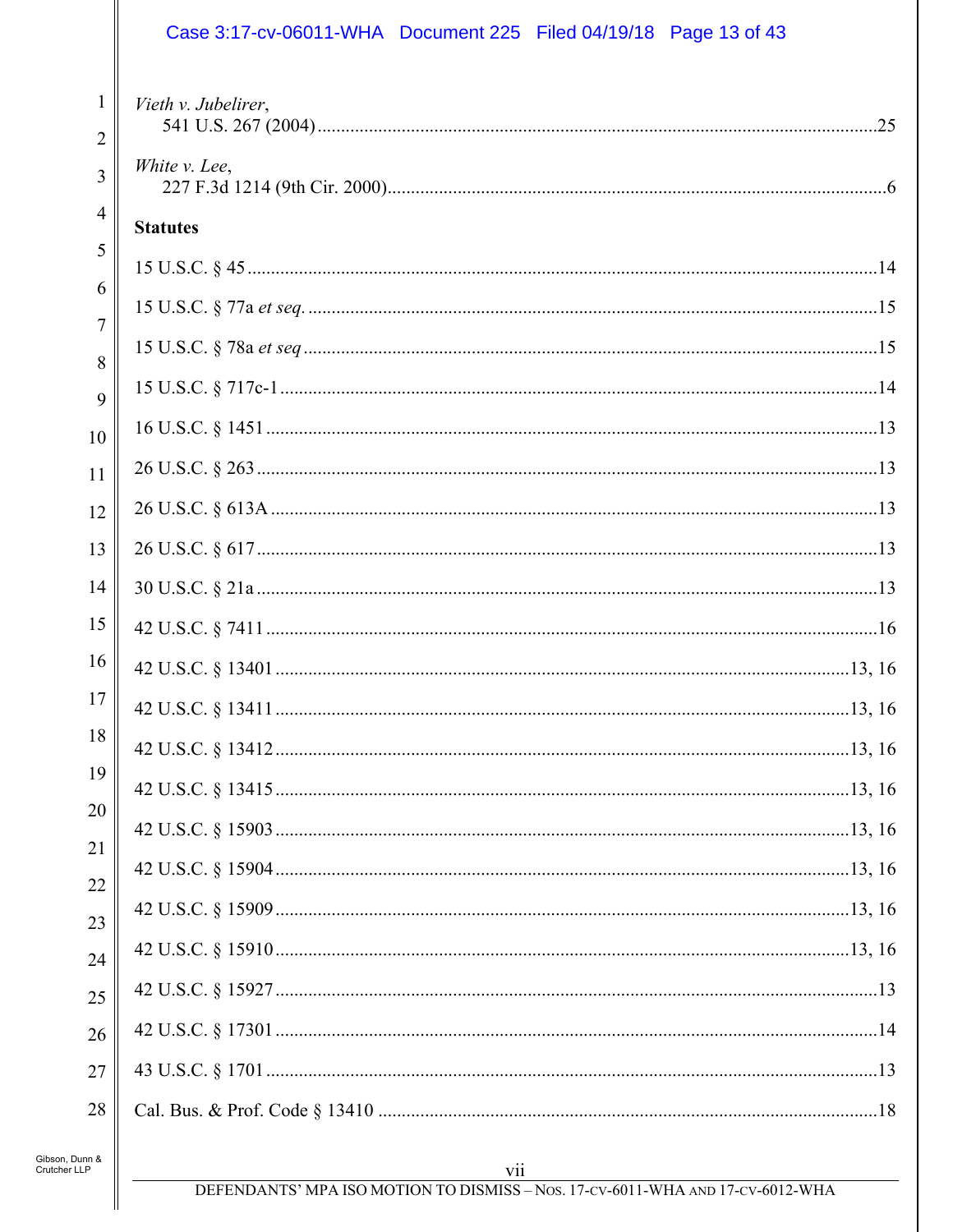*Vieth v. Jubelirer*,
541 U.S. 267 (2004) ....................................................................................................................25

*White v. Lee*,
227 F.3d 1214 (9th Cir. 2000)........................................................................................................6

**Statutes**

15 U.S.C. § 45 ....................................................................................................................................14

15 U.S.C. § 77a *et seq.* .......................................................................................................................15

15 U.S.C. § 78a *et seq* ........................................................................................................................15

15 U.S.C. § 717c-1 .............................................................................................................................14

16 U.S.C. § 1451 ................................................................................................................................13

26 U.S.C. § 263 ..................................................................................................................................13

26 U.S.C. § 613A ...............................................................................................................................13

26 U.S.C. § 617 ..................................................................................................................................13

30 U.S.C. § 21a ..................................................................................................................................13

42 U.S.C. § 7411 ................................................................................................................................16

42 U.S.C. § 13401 ..........................................................................................................................13, 16

42 U.S.C. § 13411 ..........................................................................................................................13, 16

42 U.S.C. § 13412 ..........................................................................................................................13, 16

42 U.S.C. § 13415 ..........................................................................................................................13, 16

42 U.S.C. § 15903 ..........................................................................................................................13, 16

42 U.S.C. § 15904 ..........................................................................................................................13, 16

42 U.S.C. § 15909 ..........................................................................................................................13, 16

42 U.S.C. § 15910 ..........................................................................................................................13, 16

42 U.S.C. § 15927 ..............................................................................................................................13

42 U.S.C. § 17301 ..............................................................................................................................14

43 U.S.C. § 1701 ................................................................................................................................13

Cal. Bus. & Prof. Code § 13410 ..........................................................................................................18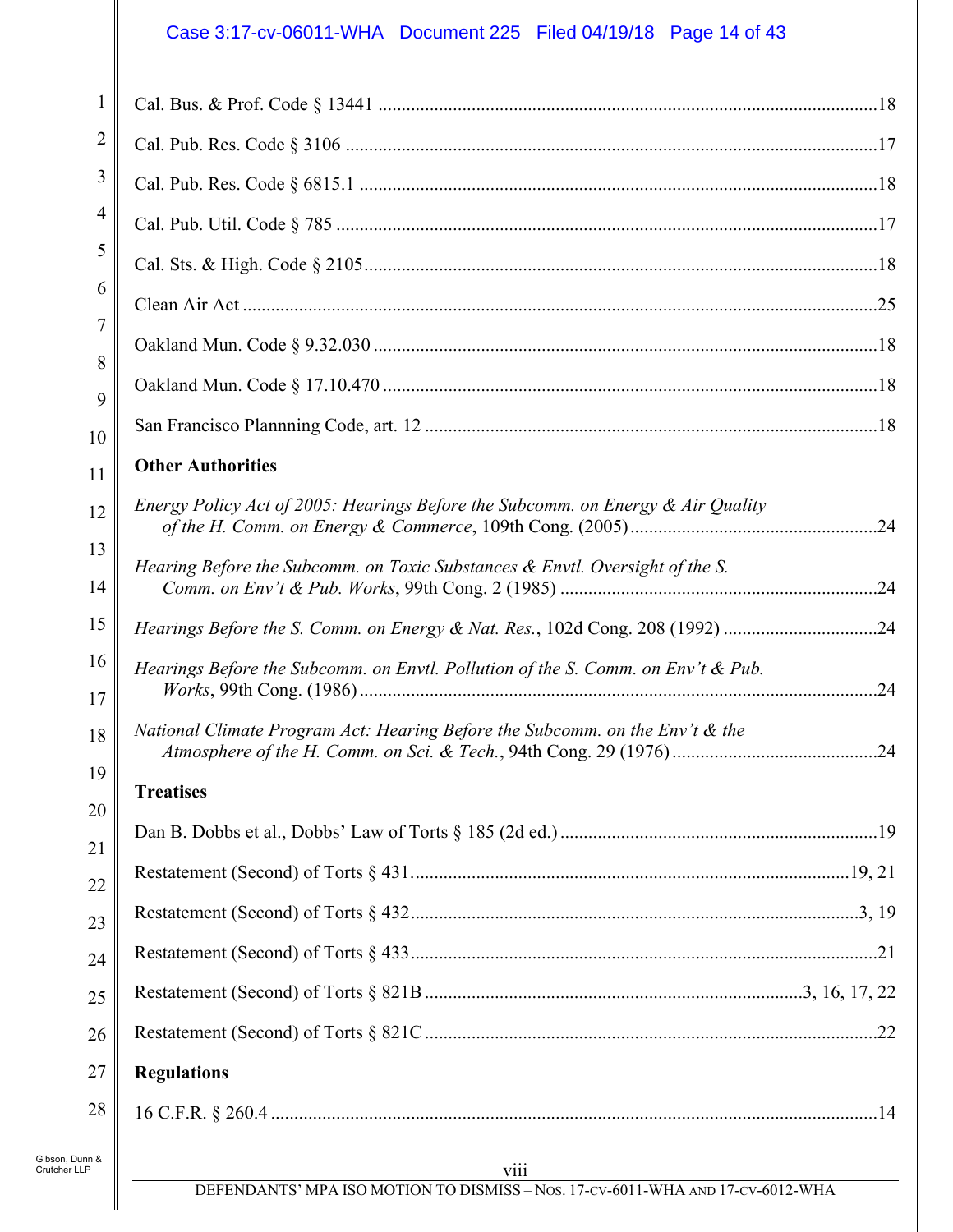Cal. Bus. & Prof. Code § 13441 .......................................................................................................18

Cal. Pub. Res. Code § 3106 ..............................................................................................................17

Cal. Pub. Res. Code § 6815.1 ...........................................................................................................18

Cal. Pub. Util. Code § 785 ................................................................................................................17

Cal. Sts. & High. Code § 2105..........................................................................................................18

Clean Air Act ....................................................................................................................................25

Oakland Mun. Code § 9.32.030 ........................................................................................................18

Oakland Mun. Code § 17.10.470 ......................................................................................................18

San Francisco Plannning Code, art. 12 .............................................................................................18

**Other Authorities**

*Energy Policy Act of 2005: Hearings Before the Subcomm. on Energy & Air Quality of the H. Comm. on Energy & Commerce*, 109th Cong. (2005) ....................................................24

*Hearing Before the Subcomm. on Toxic Substances & Envtl. Oversight of the S. Comm. on Env't & Pub. Works*, 99th Cong. 2 (1985) ...................................................................24

*Hearings Before the S. Comm. on Energy & Nat. Res.*, 102d Cong. 208 (1992) ................................24

*Hearings Before the Subcomm. on Envtl. Pollution of the S. Comm. on Env't & Pub. Works*, 99th Cong. (1986) ............................................................................................................24

*National Climate Program Act: Hearing Before the Subcomm. on the Env't & the Atmosphere of the H. Comm. on Sci. & Tech.*, 94th Cong. 29 (1976) ...........................................24

**Treatises**

Dan B. Dobbs et al., Dobbs' Law of Torts § 185 (2d ed.) ..................................................................19

Restatement (Second) of Torts § 431............................................................................................19, 21

Restatement (Second) of Torts § 432...............................................................................................3, 19

Restatement (Second) of Torts § 433..................................................................................................21

Restatement (Second) of Torts § 821B ...............................................................................3, 16, 17, 22

Restatement (Second) of Torts § 821C ...............................................................................................22

**Regulations**

16 C.F.R. § 260.4 ...............................................................................................................................14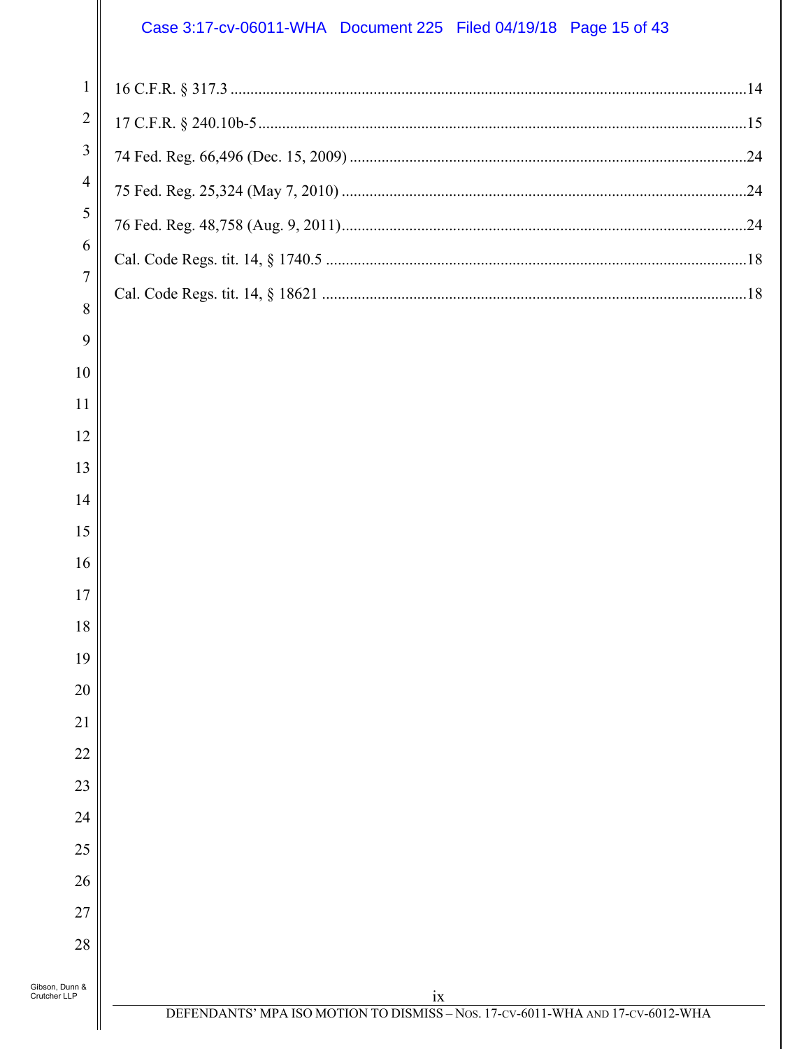16 C.F.R. § 317.3 ....................................................................................................................14

17 C.F.R. § 240.10b-5..............................................................................................................15

74 Fed. Reg. 66,496 (Dec. 15, 2009) ......................................................................................24

75 Fed. Reg. 25,324 (May 7, 2010) ........................................................................................24

76 Fed. Reg. 48,758 (Aug. 9, 2011).........................................................................................24

Cal. Code Regs. tit. 14, § 1740.5 .............................................................................................18

Cal. Code Regs. tit. 14, § 18621 ..............................................................................................18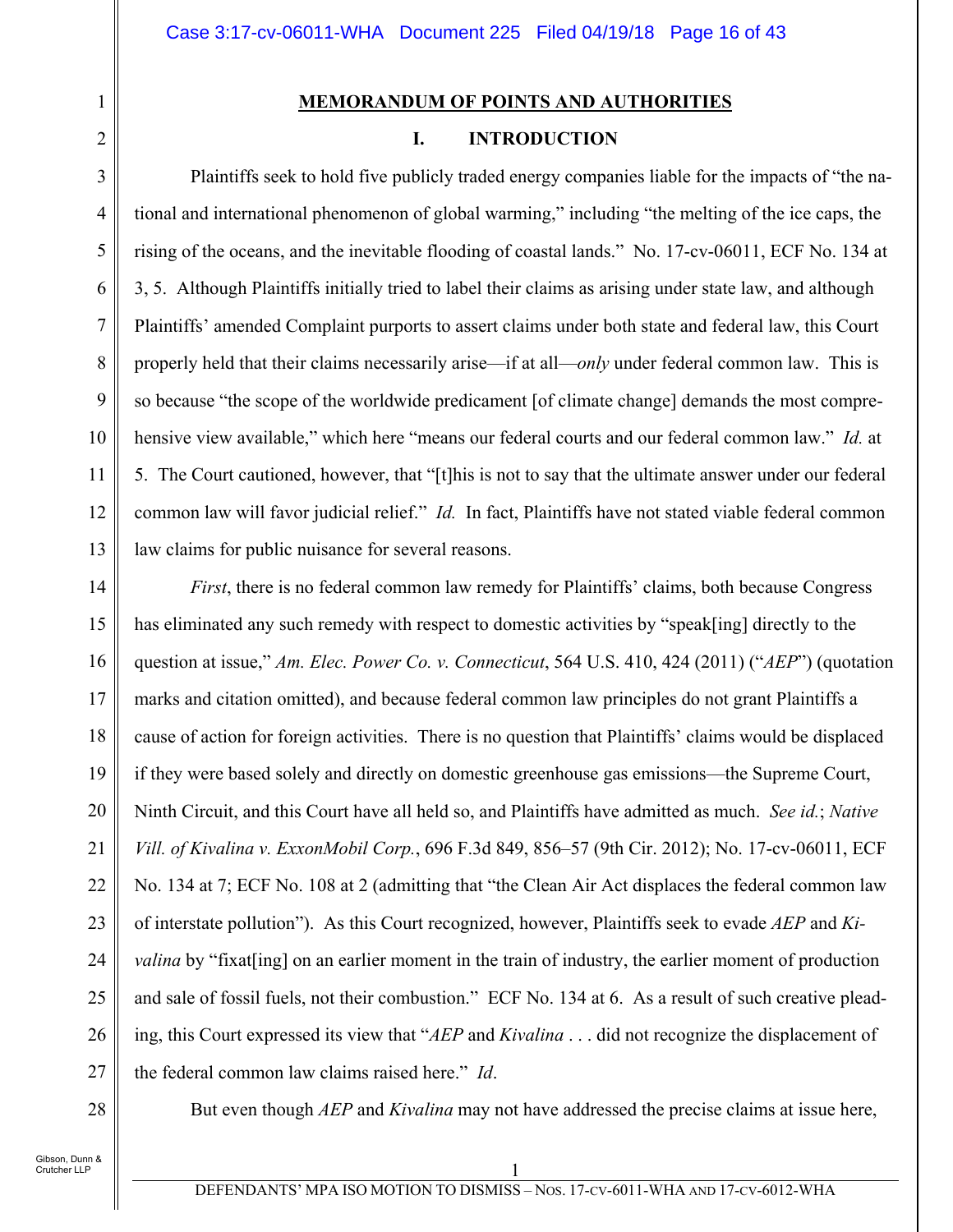**MEMORANDUM OF POINTS AND AUTHORITIES**

## I. INTRODUCTION

Plaintiffs seek to hold five publicly traded energy companies liable for the impacts of "the national and international phenomenon of global warming," including "the melting of the ice caps, the rising of the oceans, and the inevitable flooding of coastal lands." No. 17-cv-06011, ECF No. 134 at 3, 5. Although Plaintiffs initially tried to label their claims as arising under state law, and although Plaintiffs' amended Complaint purports to assert claims under both state and federal law, this Court properly held that their claims necessarily arise—if at all—*only* under federal common law. This is so because "the scope of the worldwide predicament [of climate change] demands the most comprehensive view available," which here "means our federal courts and our federal common law." *Id.* at 5. The Court cautioned, however, that "[t]his is not to say that the ultimate answer under our federal common law will favor judicial relief." *Id.* In fact, Plaintiffs have not stated viable federal common law claims for public nuisance for several reasons.

*First*, there is no federal common law remedy for Plaintiffs' claims, both because Congress has eliminated any such remedy with respect to domestic activities by "speak[ing] directly to the question at issue," *Am. Elec. Power Co. v. Connecticut*, 564 U.S. 410, 424 (2011) ("*AEP*") (quotation marks and citation omitted), and because federal common law principles do not grant Plaintiffs a cause of action for foreign activities. There is no question that Plaintiffs' claims would be displaced if they were based solely and directly on domestic greenhouse gas emissions—the Supreme Court, Ninth Circuit, and this Court have all held so, and Plaintiffs have admitted as much. *See id.*; *Native Vill. of Kivalina v. ExxonMobil Corp.*, 696 F.3d 849, 856–57 (9th Cir. 2012); No. 17-cv-06011, ECF No. 134 at 7; ECF No. 108 at 2 (admitting that "the Clean Air Act displaces the federal common law of interstate pollution"). As this Court recognized, however, Plaintiffs seek to evade *AEP* and *Kivalina* by "fixat[ing] on an earlier moment in the train of industry, the earlier moment of production and sale of fossil fuels, not their combustion." ECF No. 134 at 6. As a result of such creative pleading, this Court expressed its view that "*AEP* and *Kivalina* . . . did not recognize the displacement of the federal common law claims raised here." *Id*.

But even though *AEP* and *Kivalina* may not have addressed the precise claims at issue here,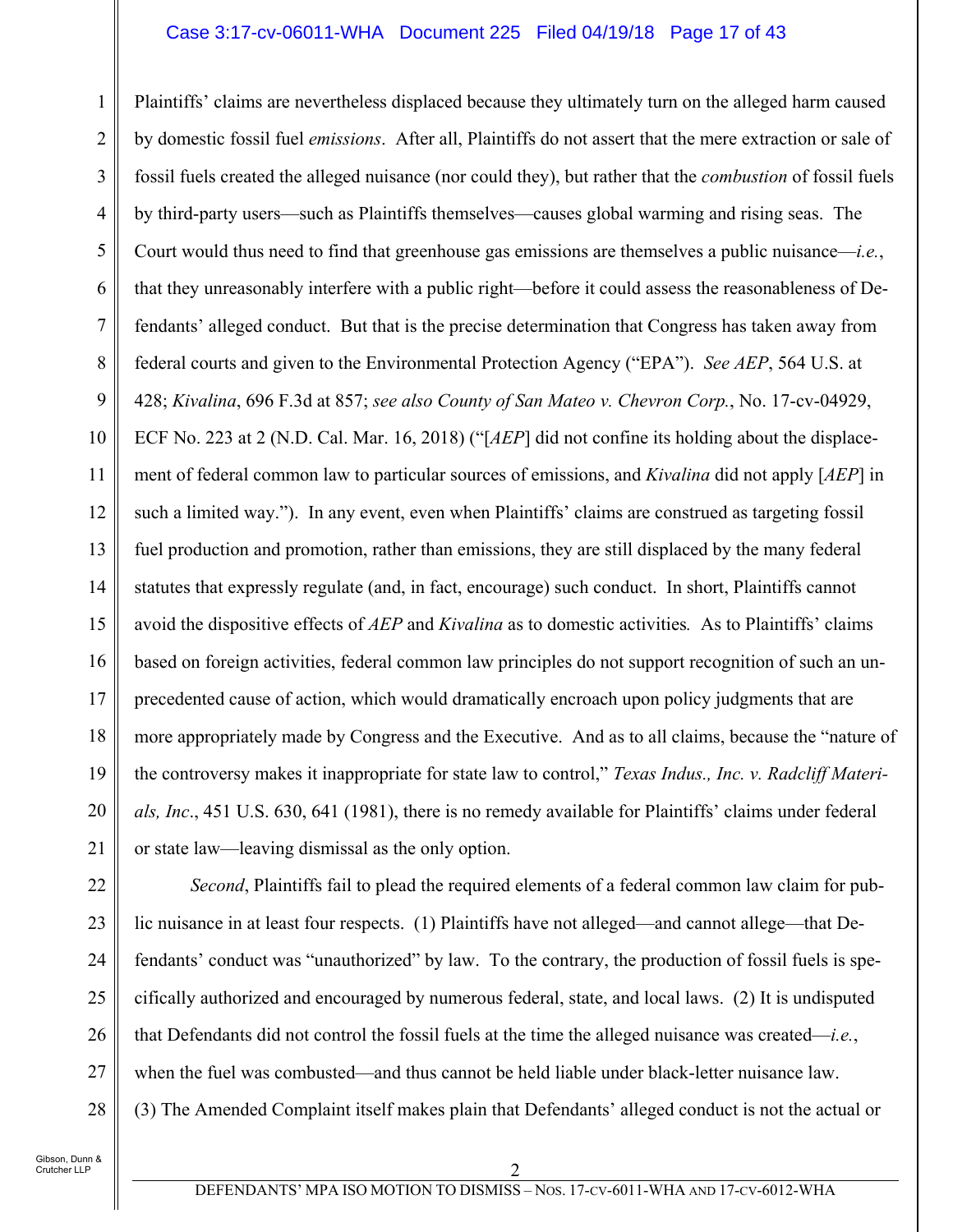Plaintiffs' claims are nevertheless displaced because they ultimately turn on the alleged harm caused by domestic fossil fuel *emissions*. After all, Plaintiffs do not assert that the mere extraction or sale of fossil fuels created the alleged nuisance (nor could they), but rather that the *combustion* of fossil fuels by third-party users—such as Plaintiffs themselves—causes global warming and rising seas. The Court would thus need to find that greenhouse gas emissions are themselves a public nuisance—*i.e.*, that they unreasonably interfere with a public right—before it could assess the reasonableness of Defendants' alleged conduct. But that is the precise determination that Congress has taken away from federal courts and given to the Environmental Protection Agency ("EPA"). *See AEP*, 564 U.S. at 428; *Kivalina*, 696 F.3d at 857; *see also County of San Mateo v. Chevron Corp.*, No. 17-cv-04929, ECF No. 223 at 2 (N.D. Cal. Mar. 16, 2018) ("[*AEP*] did not confine its holding about the displacement of federal common law to particular sources of emissions, and *Kivalina* did not apply [*AEP*] in such a limited way."). In any event, even when Plaintiffs' claims are construed as targeting fossil fuel production and promotion, rather than emissions, they are still displaced by the many federal statutes that expressly regulate (and, in fact, encourage) such conduct. In short, Plaintiffs cannot avoid the dispositive effects of *AEP* and *Kivalina* as to domestic activities*.* As to Plaintiffs' claims based on foreign activities, federal common law principles do not support recognition of such an unprecedented cause of action, which would dramatically encroach upon policy judgments that are more appropriately made by Congress and the Executive. And as to all claims, because the "nature of the controversy makes it inappropriate for state law to control," *Texas Indus., Inc. v. Radcliff Materials, Inc*., 451 U.S. 630, 641 (1981), there is no remedy available for Plaintiffs' claims under federal or state law—leaving dismissal as the only option.

*Second*, Plaintiffs fail to plead the required elements of a federal common law claim for public nuisance in at least four respects. (1) Plaintiffs have not alleged—and cannot allege—that Defendants' conduct was "unauthorized" by law. To the contrary, the production of fossil fuels is specifically authorized and encouraged by numerous federal, state, and local laws. (2) It is undisputed that Defendants did not control the fossil fuels at the time the alleged nuisance was created—*i.e.*, when the fuel was combusted—and thus cannot be held liable under black-letter nuisance law. (3) The Amended Complaint itself makes plain that Defendants' alleged conduct is not the actual or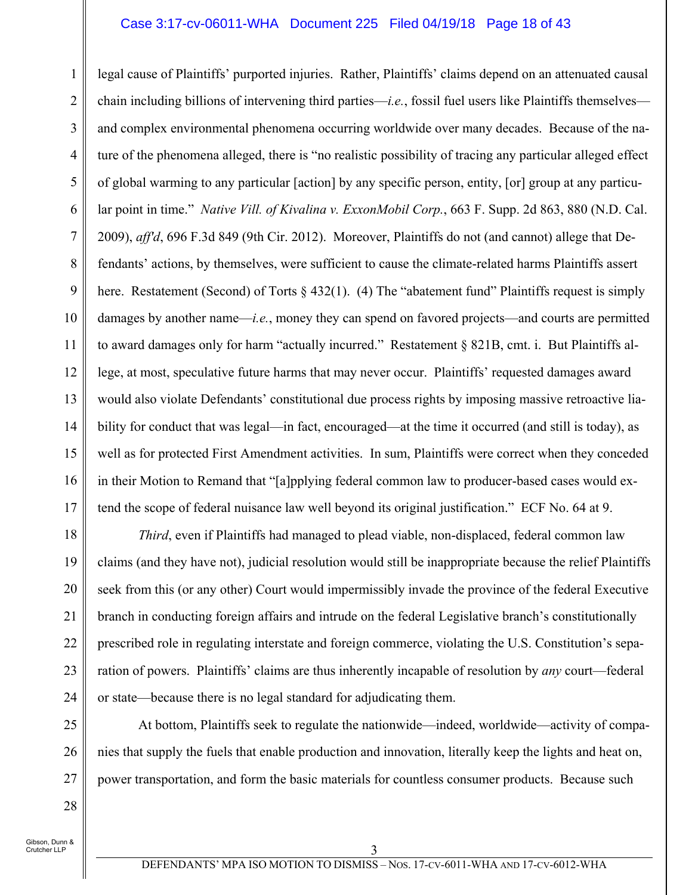legal cause of Plaintiffs' purported injuries. Rather, Plaintiffs' claims depend on an attenuated causal chain including billions of intervening third parties—*i.e.*, fossil fuel users like Plaintiffs themselves—and complex environmental phenomena occurring worldwide over many decades. Because of the nature of the phenomena alleged, there is "no realistic possibility of tracing any particular alleged effect of global warming to any particular [action] by any specific person, entity, [or] group at any particular point in time." *Native Vill. of Kivalina v. ExxonMobil Corp.*, 663 F. Supp. 2d 863, 880 (N.D. Cal. 2009), *aff'd*, 696 F.3d 849 (9th Cir. 2012). Moreover, Plaintiffs do not (and cannot) allege that Defendants' actions, by themselves, were sufficient to cause the climate-related harms Plaintiffs assert here. Restatement (Second) of Torts § 432(1). (4) The "abatement fund" Plaintiffs request is simply damages by another name—*i.e.*, money they can spend on favored projects—and courts are permitted to award damages only for harm "actually incurred." Restatement § 821B, cmt. i. But Plaintiffs allege, at most, speculative future harms that may never occur. Plaintiffs' requested damages award would also violate Defendants' constitutional due process rights by imposing massive retroactive liability for conduct that was legal—in fact, encouraged—at the time it occurred (and still is today), as well as for protected First Amendment activities. In sum, Plaintiffs were correct when they conceded in their Motion to Remand that "[a]pplying federal common law to producer-based cases would extend the scope of federal nuisance law well beyond its original justification." ECF No. 64 at 9.

*Third*, even if Plaintiffs had managed to plead viable, non-displaced, federal common law claims (and they have not), judicial resolution would still be inappropriate because the relief Plaintiffs seek from this (or any other) Court would impermissibly invade the province of the federal Executive branch in conducting foreign affairs and intrude on the federal Legislative branch's constitutionally prescribed role in regulating interstate and foreign commerce, violating the U.S. Constitution's separation of powers. Plaintiffs' claims are thus inherently incapable of resolution by *any* court—federal or state—because there is no legal standard for adjudicating them.

At bottom, Plaintiffs seek to regulate the nationwide—indeed, worldwide—activity of companies that supply the fuels that enable production and innovation, literally keep the lights and heat on, power transportation, and form the basic materials for countless consumer products. Because such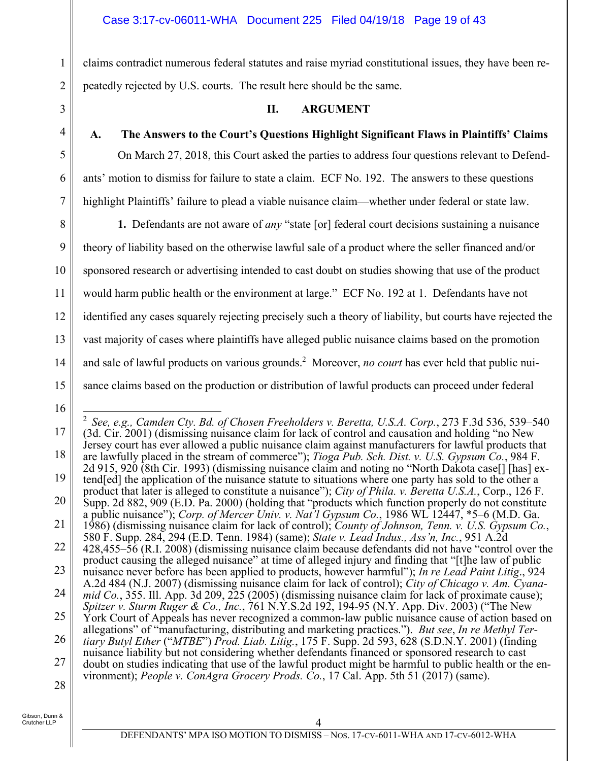claims contradict numerous federal statutes and raise myriad constitutional issues, they have been repeatedly rejected by U.S. courts. The result here should be the same.

## II. ARGUMENT

### A. The Answers to the Court's Questions Highlight Significant Flaws in Plaintiffs' Claims

On March 27, 2018, this Court asked the parties to address four questions relevant to Defendants' motion to dismiss for failure to state a claim. ECF No. 192. The answers to these questions highlight Plaintiffs' failure to plead a viable nuisance claim—whether under federal or state law.

**1.** Defendants are not aware of *any* "state [or] federal court decisions sustaining a nuisance theory of liability based on the otherwise lawful sale of a product where the seller financed and/or sponsored research or advertising intended to cast doubt on studies showing that use of the product would harm public health or the environment at large." ECF No. 192 at 1. Defendants have not identified any cases squarely rejecting precisely such a theory of liability, but courts have rejected the vast majority of cases where plaintiffs have alleged public nuisance claims based on the promotion and sale of lawful products on various grounds.[2] Moreover, *no court* has ever held that public nuisance claims based on the production or distribution of lawful products can proceed under federal

---

[2] *See, e.g., Camden Cty. Bd. of Chosen Freeholders v. Beretta, U.S.A. Corp.*, 273 F.3d 536, 539–540 (3d. Cir. 2001) (dismissing nuisance claim for lack of control and causation and holding "no New Jersey court has ever allowed a public nuisance claim against manufacturers for lawful products that are lawfully placed in the stream of commerce"); *Tioga Pub. Sch. Dist. v. U.S. Gypsum Co.*, 984 F. 2d 915, 920 (8th Cir. 1993) (dismissing nuisance claim and noting no "North Dakota case[] [has] extend[ed] the application of the nuisance statute to situations where one party has sold to the other a product that later is alleged to constitute a nuisance"); *City of Phila. v. Beretta U.S.A.*, Corp., 126 F. Supp. 2d 882, 909 (E.D. Pa. 2000) (holding that "products which function properly do not constitute a public nuisance"); *Corp. of Mercer Univ. v. Nat'l Gypsum Co.*, 1986 WL 12447, *5–6 (M.D. Ga. 1986) (dismissing nuisance claim for lack of control); *County of Johnson, Tenn. v. U.S. Gypsum Co.*, 580 F. Supp. 284, 294 (E.D. Tenn. 1984) (same); *State v. Lead Indus., Ass'n, Inc.*, 951 A.2d 428,455–56 (R.I. 2008) (dismissing nuisance claim because defendants did not have "control over the product causing the alleged nuisance" at time of alleged injury and finding that "[t]he law of public nuisance never before has been applied to products, however harmful"); *In re Lead Paint Litig.*, 924 A.2d 484 (N.J. 2007) (dismissing nuisance claim for lack of control); *City of Chicago v. Am. Cyanamid Co.*, 355. Ill. App. 3d 209, 225 (2005) (dismissing nuisance claim for lack of proximate cause); *Spitzer v. Sturm Ruger & Co., Inc.*, 761 N.Y.S.2d 192, 194-95 (N.Y. App. Div. 2003) ("The New York Court of Appeals has never recognized a common-law public nuisance cause of action based on allegations" of "manufacturing, distributing and marketing practices."). *But see*, *In re Methyl Tertiary Butyl Ether* ("*MTBE*") *Prod. Liab. Litig.*, 175 F. Supp. 2d 593, 628 (S.D.N.Y. 2001) (finding nuisance liability but not considering whether defendants financed or sponsored research to cast doubt on studies indicating that use of the lawful product might be harmful to public health or the environment); *People v. ConAgra Grocery Prods. Co.*, 17 Cal. App. 5th 51 (2017) (same).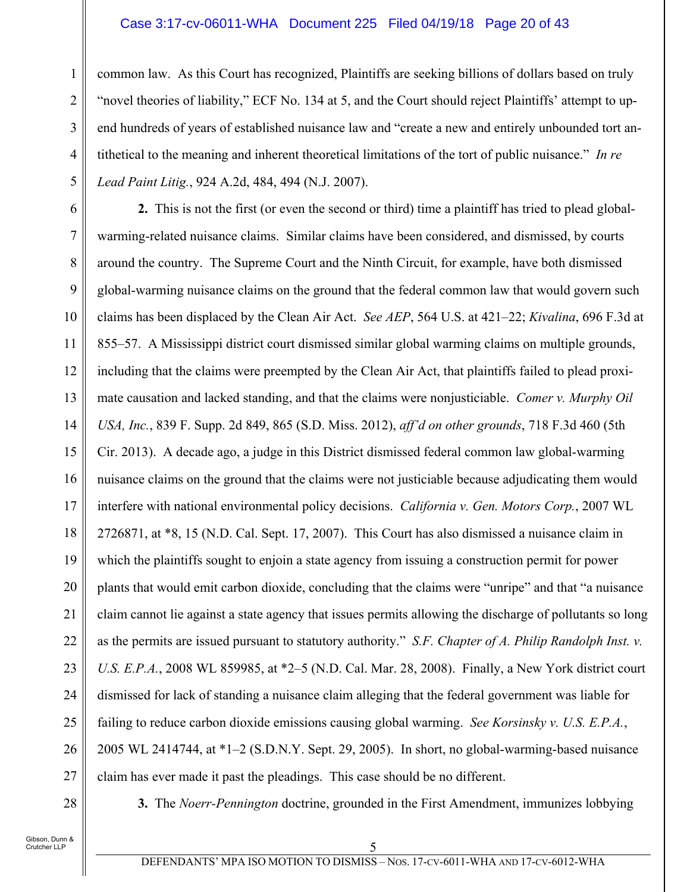common law. As this Court has recognized, Plaintiffs are seeking billions of dollars based on truly "novel theories of liability," ECF No. 134 at 5, and the Court should reject Plaintiffs' attempt to up-end hundreds of years of established nuisance law and "create a new and entirely unbounded tort antithetical to the meaning and inherent theoretical limitations of the tort of public nuisance." *In re Lead Paint Litig.*, 924 A.2d, 484, 494 (N.J. 2007).

**2.** This is not the first (or even the second or third) time a plaintiff has tried to plead global-warming-related nuisance claims. Similar claims have been considered, and dismissed, by courts around the country. The Supreme Court and the Ninth Circuit, for example, have both dismissed global-warming nuisance claims on the ground that the federal common law that would govern such claims has been displaced by the Clean Air Act. *See AEP*, 564 U.S. at 421–22; *Kivalina*, 696 F.3d at 855–57. A Mississippi district court dismissed similar global warming claims on multiple grounds, including that the claims were preempted by the Clean Air Act, that plaintiffs failed to plead proximate causation and lacked standing, and that the claims were nonjusticiable. *Comer v. Murphy Oil USA, Inc.*, 839 F. Supp. 2d 849, 865 (S.D. Miss. 2012), *aff'd on other grounds*, 718 F.3d 460 (5th Cir. 2013). A decade ago, a judge in this District dismissed federal common law global-warming nuisance claims on the ground that the claims were not justiciable because adjudicating them would interfere with national environmental policy decisions. *California v. Gen. Motors Corp.*, 2007 WL 2726871, at *8, 15 (N.D. Cal. Sept. 17, 2007). This Court has also dismissed a nuisance claim in which the plaintiffs sought to enjoin a state agency from issuing a construction permit for power plants that would emit carbon dioxide, concluding that the claims were "unripe" and that "a nuisance claim cannot lie against a state agency that issues permits allowing the discharge of pollutants so long as the permits are issued pursuant to statutory authority." *S.F. Chapter of A. Philip Randolph Inst. v. U.S. E.P.A.*, 2008 WL 859985, at *2–5 (N.D. Cal. Mar. 28, 2008). Finally, a New York district court dismissed for lack of standing a nuisance claim alleging that the federal government was liable for failing to reduce carbon dioxide emissions causing global warming. *See Korsinsky v. U.S. E.P.A.*, 2005 WL 2414744, at *1–2 (S.D.N.Y. Sept. 29, 2005). In short, no global-warming-based nuisance claim has ever made it past the pleadings. This case should be no different.

**3.** The *Noerr-Pennington* doctrine, grounded in the First Amendment, immunizes lobbying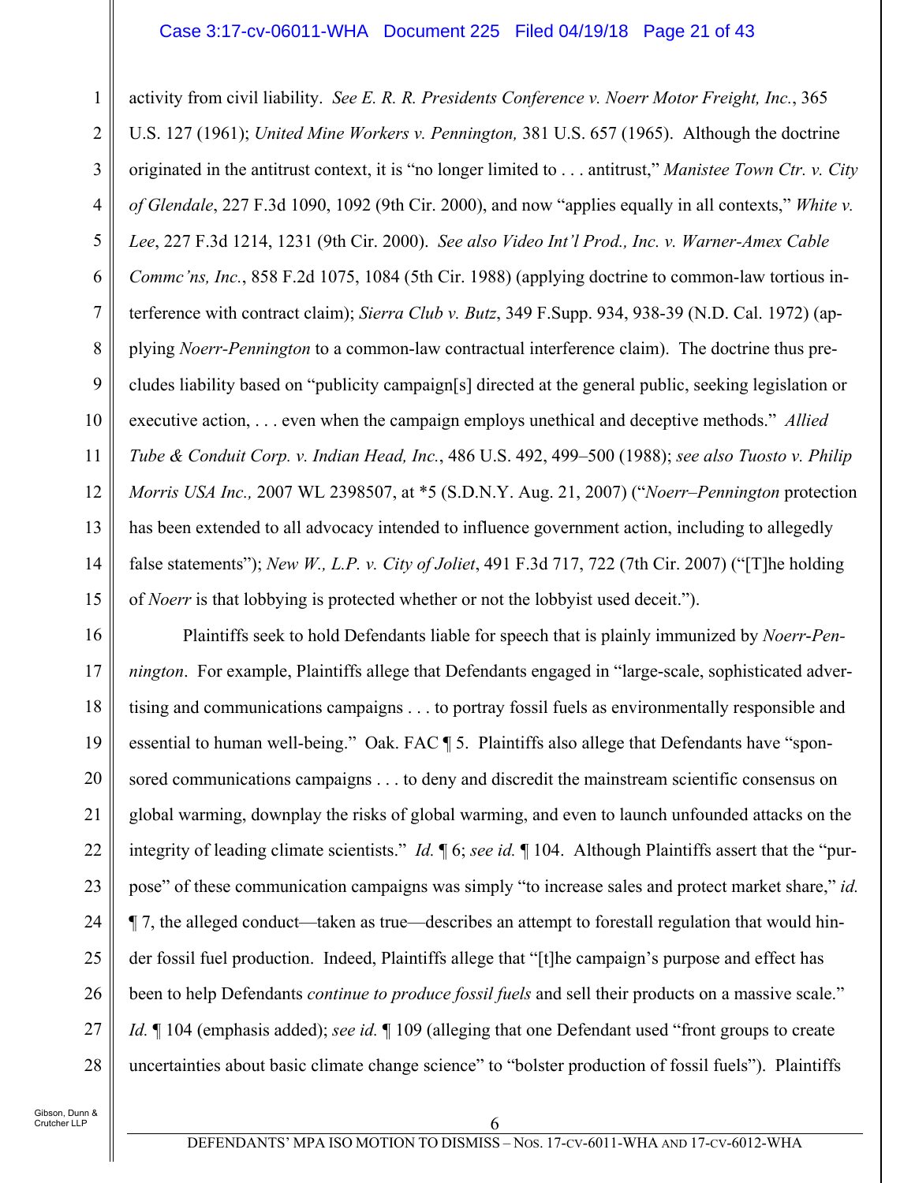activity from civil liability. *See E. R. R. Presidents Conference v. Noerr Motor Freight, Inc.*, 365 U.S. 127 (1961); *United Mine Workers v. Pennington,* 381 U.S. 657 (1965). Although the doctrine originated in the antitrust context, it is "no longer limited to . . . antitrust," *Manistee Town Ctr. v. City of Glendale*, 227 F.3d 1090, 1092 (9th Cir. 2000), and now "applies equally in all contexts," *White v. Lee*, 227 F.3d 1214, 1231 (9th Cir. 2000). *See also Video Int'l Prod., Inc. v. Warner-Amex Cable Commc'ns, Inc.*, 858 F.2d 1075, 1084 (5th Cir. 1988) (applying doctrine to common-law tortious interference with contract claim); *Sierra Club v. Butz*, 349 F.Supp. 934, 938-39 (N.D. Cal. 1972) (applying *Noerr-Pennington* to a common-law contractual interference claim). The doctrine thus precludes liability based on "publicity campaign[s] directed at the general public, seeking legislation or executive action, . . . even when the campaign employs unethical and deceptive methods." *Allied Tube & Conduit Corp. v. Indian Head, Inc.*, 486 U.S. 492, 499–500 (1988); *see also Tuosto v. Philip Morris USA Inc.,* 2007 WL 2398507, at *5 (S.D.N.Y. Aug. 21, 2007) ("*Noerr–Pennington* protection has been extended to all advocacy intended to influence government action, including to allegedly false statements"); *New W., L.P. v. City of Joliet*, 491 F.3d 717, 722 (7th Cir. 2007) ("[T]he holding of *Noerr* is that lobbying is protected whether or not the lobbyist used deceit.").

Plaintiffs seek to hold Defendants liable for speech that is plainly immunized by *Noerr-Pennington*. For example, Plaintiffs allege that Defendants engaged in "large-scale, sophisticated advertising and communications campaigns . . . to portray fossil fuels as environmentally responsible and essential to human well-being." Oak. FAC ¶ 5. Plaintiffs also allege that Defendants have "sponsored communications campaigns . . . to deny and discredit the mainstream scientific consensus on global warming, downplay the risks of global warming, and even to launch unfounded attacks on the integrity of leading climate scientists." *Id.* ¶ 6; *see id.* ¶ 104. Although Plaintiffs assert that the "purpose" of these communication campaigns was simply "to increase sales and protect market share," *id.* ¶ 7, the alleged conduct—taken as true—describes an attempt to forestall regulation that would hinder fossil fuel production. Indeed, Plaintiffs allege that "[t]he campaign's purpose and effect has been to help Defendants *continue to produce fossil fuels* and sell their products on a massive scale." *Id.* ¶ 104 (emphasis added); *see id.* ¶ 109 (alleging that one Defendant used "front groups to create uncertainties about basic climate change science" to "bolster production of fossil fuels"). Plaintiffs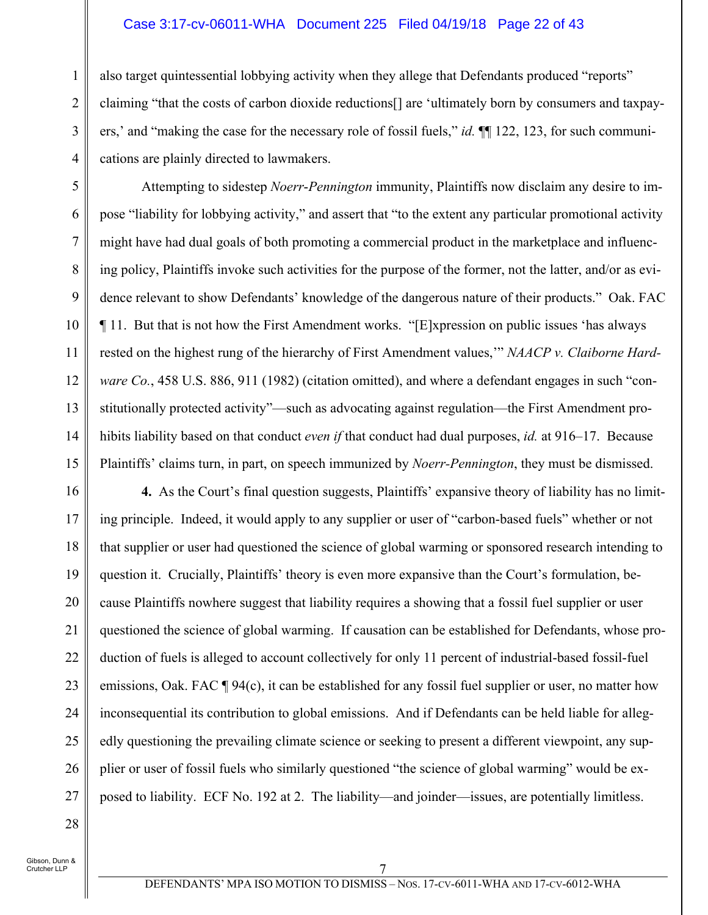also target quintessential lobbying activity when they allege that Defendants produced "reports" claiming "that the costs of carbon dioxide reductions[] are 'ultimately born by consumers and taxpayers,' and "making the case for the necessary role of fossil fuels," *id.* ¶¶ 122, 123, for such communications are plainly directed to lawmakers.

Attempting to sidestep *Noerr-Pennington* immunity, Plaintiffs now disclaim any desire to impose "liability for lobbying activity," and assert that "to the extent any particular promotional activity might have had dual goals of both promoting a commercial product in the marketplace and influencing policy, Plaintiffs invoke such activities for the purpose of the former, not the latter, and/or as evidence relevant to show Defendants' knowledge of the dangerous nature of their products." Oak. FAC ¶ 11. But that is not how the First Amendment works. "[E]xpression on public issues 'has always rested on the highest rung of the hierarchy of First Amendment values,'" *NAACP v. Claiborne Hardware Co.*, 458 U.S. 886, 911 (1982) (citation omitted), and where a defendant engages in such "constitutionally protected activity"—such as advocating against regulation—the First Amendment prohibits liability based on that conduct *even if* that conduct had dual purposes, *id.* at 916–17. Because Plaintiffs' claims turn, in part, on speech immunized by *Noerr-Pennington*, they must be dismissed.

**4.** As the Court's final question suggests, Plaintiffs' expansive theory of liability has no limiting principle. Indeed, it would apply to any supplier or user of "carbon-based fuels" whether or not that supplier or user had questioned the science of global warming or sponsored research intending to question it. Crucially, Plaintiffs' theory is even more expansive than the Court's formulation, because Plaintiffs nowhere suggest that liability requires a showing that a fossil fuel supplier or user questioned the science of global warming. If causation can be established for Defendants, whose production of fuels is alleged to account collectively for only 11 percent of industrial-based fossil-fuel emissions, Oak. FAC ¶ 94(c), it can be established for any fossil fuel supplier or user, no matter how inconsequential its contribution to global emissions. And if Defendants can be held liable for allegedly questioning the prevailing climate science or seeking to present a different viewpoint, any supplier or user of fossil fuels who similarly questioned "the science of global warming" would be exposed to liability. ECF No. 192 at 2. The liability—and joinder—issues, are potentially limitless.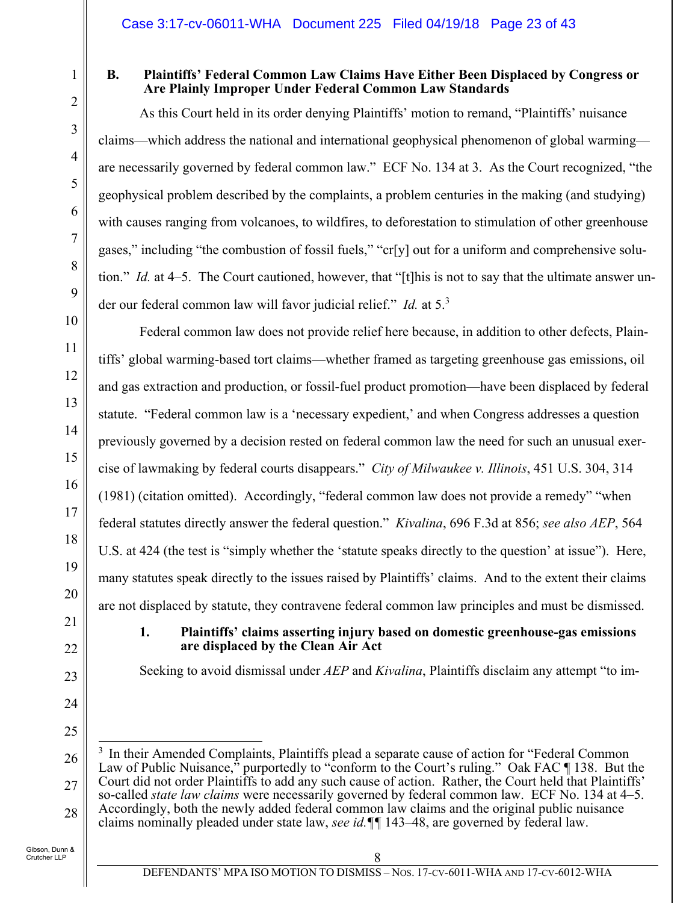### B. Plaintiffs' Federal Common Law Claims Have Either Been Displaced by Congress or Are Plainly Improper Under Federal Common Law Standards

As this Court held in its order denying Plaintiffs' motion to remand, "Plaintiffs' nuisance claims—which address the national and international geophysical phenomenon of global warming—are necessarily governed by federal common law." ECF No. 134 at 3. As the Court recognized, "the geophysical problem described by the complaints, a problem centuries in the making (and studying) with causes ranging from volcanoes, to wildfires, to deforestation to stimulation of other greenhouse gases," including "the combustion of fossil fuels," "cr[y] out for a uniform and comprehensive solution." *Id.* at 4–5. The Court cautioned, however, that "[t]his is not to say that the ultimate answer under our federal common law will favor judicial relief." *Id.* at 5.[3]

Federal common law does not provide relief here because, in addition to other defects, Plaintiffs' global warming-based tort claims—whether framed as targeting greenhouse gas emissions, oil and gas extraction and production, or fossil-fuel product promotion—have been displaced by federal statute. "Federal common law is a 'necessary expedient,' and when Congress addresses a question previously governed by a decision rested on federal common law the need for such an unusual exercise of lawmaking by federal courts disappears." *City of Milwaukee v. Illinois*, 451 U.S. 304, 314 (1981) (citation omitted). Accordingly, "federal common law does not provide a remedy" "when federal statutes directly answer the federal question." *Kivalina*, 696 F.3d at 856; *see also AEP*, 564 U.S. at 424 (the test is "simply whether the 'statute speaks directly to the question' at issue"). Here, many statutes speak directly to the issues raised by Plaintiffs' claims. And to the extent their claims are not displaced by statute, they contravene federal common law principles and must be dismissed.

#### 1. Plaintiffs' claims asserting injury based on domestic greenhouse-gas emissions are displaced by the Clean Air Act

Seeking to avoid dismissal under *AEP* and *Kivalina*, Plaintiffs disclaim any attempt "to im-

---

[3] In their Amended Complaints, Plaintiffs plead a separate cause of action for "Federal Common Law of Public Nuisance," purportedly to "conform to the Court's ruling." Oak FAC ¶ 138. But the Court did not order Plaintiffs to add any such cause of action. Rather, the Court held that Plaintiffs' so-called *state law claims* were necessarily governed by federal common law. ECF No. 134 at 4–5. Accordingly, both the newly added federal common law claims and the original public nuisance claims nominally pleaded under state law, *see id.*¶¶ 143–48, are governed by federal law.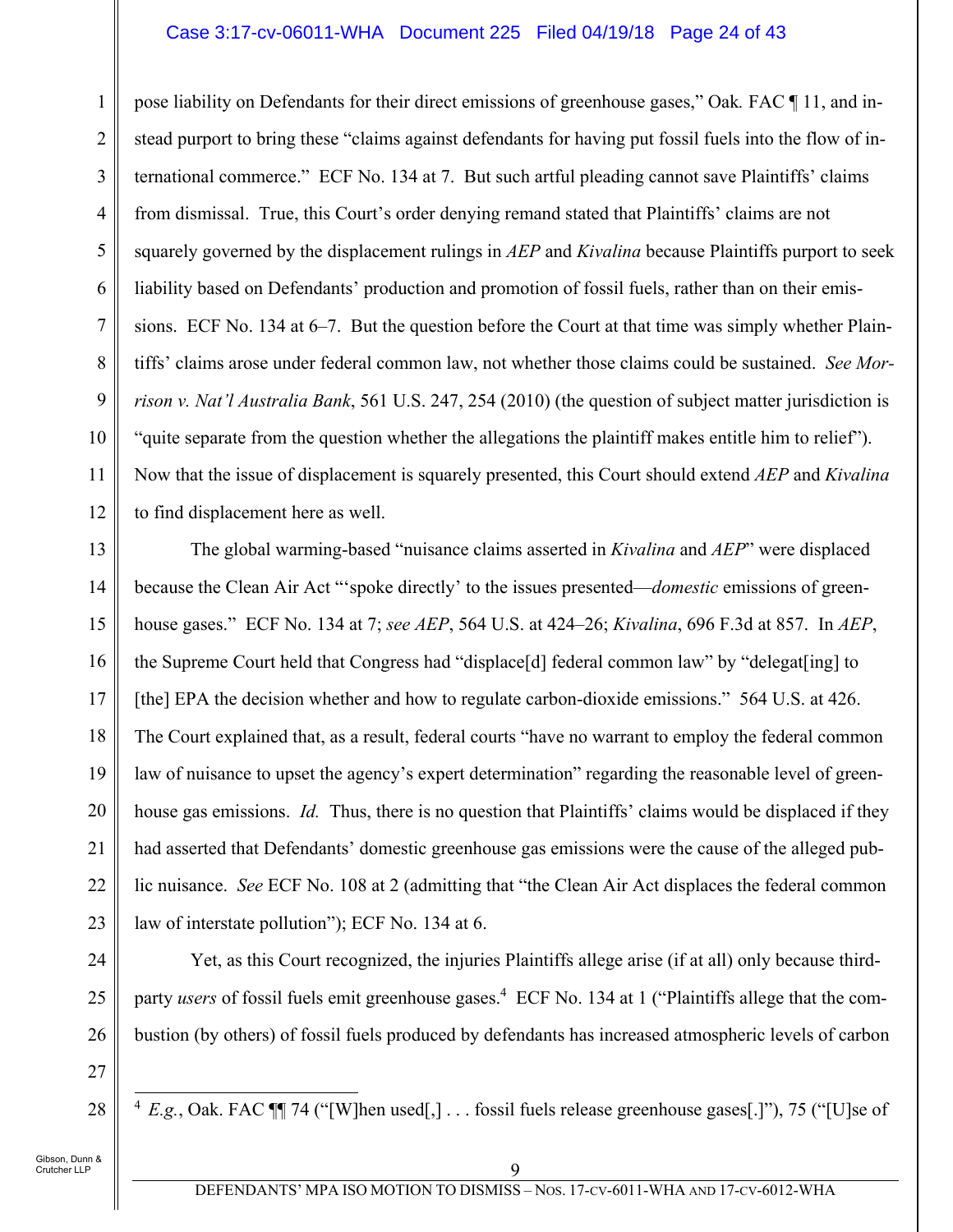pose liability on Defendants for their direct emissions of greenhouse gases," Oak*.* FAC ¶ 11, and instead purport to bring these "claims against defendants for having put fossil fuels into the flow of international commerce." ECF No. 134 at 7. But such artful pleading cannot save Plaintiffs' claims from dismissal. True, this Court's order denying remand stated that Plaintiffs' claims are not squarely governed by the displacement rulings in *AEP* and *Kivalina* because Plaintiffs purport to seek liability based on Defendants' production and promotion of fossil fuels, rather than on their emissions. ECF No. 134 at 6–7. But the question before the Court at that time was simply whether Plaintiffs' claims arose under federal common law, not whether those claims could be sustained. *See Morrison v. Nat'l Australia Bank*, 561 U.S. 247, 254 (2010) (the question of subject matter jurisdiction is "quite separate from the question whether the allegations the plaintiff makes entitle him to relief"). Now that the issue of displacement is squarely presented, this Court should extend *AEP* and *Kivalina* to find displacement here as well.

The global warming-based "nuisance claims asserted in *Kivalina* and *AEP*" were displaced because the Clean Air Act "'spoke directly' to the issues presented—*domestic* emissions of greenhouse gases." ECF No. 134 at 7; *see AEP*, 564 U.S. at 424–26; *Kivalina*, 696 F.3d at 857. In *AEP*, the Supreme Court held that Congress had "displace[d] federal common law" by "delegat[ing] to [the] EPA the decision whether and how to regulate carbon-dioxide emissions." 564 U.S. at 426. The Court explained that, as a result, federal courts "have no warrant to employ the federal common law of nuisance to upset the agency's expert determination" regarding the reasonable level of greenhouse gas emissions. *Id.* Thus, there is no question that Plaintiffs' claims would be displaced if they had asserted that Defendants' domestic greenhouse gas emissions were the cause of the alleged public nuisance. *See* ECF No. 108 at 2 (admitting that "the Clean Air Act displaces the federal common law of interstate pollution"); ECF No. 134 at 6.

Yet, as this Court recognized, the injuries Plaintiffs allege arise (if at all) only because third-party *users* of fossil fuels emit greenhouse gases.[4] ECF No. 134 at 1 ("Plaintiffs allege that the combustion (by others) of fossil fuels produced by defendants has increased atmospheric levels of carbon

---

[4] *E.g.*, Oak. FAC ¶¶ 74 ("[W]hen used[,] . . . fossil fuels release greenhouse gases[.]"), 75 ("[U]se of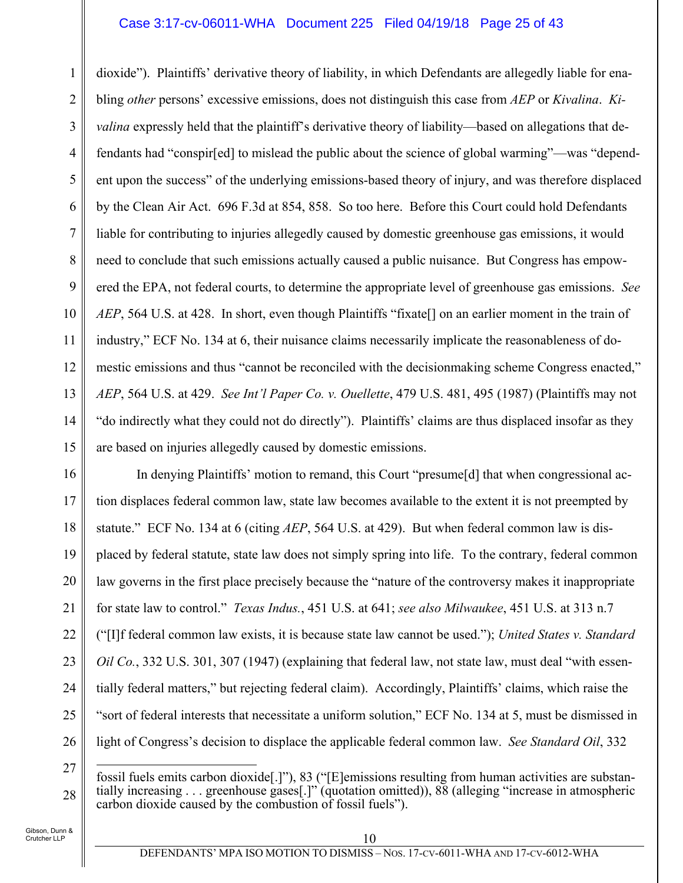dioxide"). Plaintiffs' derivative theory of liability, in which Defendants are allegedly liable for enabling *other* persons' excessive emissions, does not distinguish this case from *AEP* or *Kivalina*. *Kivalina* expressly held that the plaintiff's derivative theory of liability—based on allegations that defendants had "conspir[ed] to mislead the public about the science of global warming"—was "dependent upon the success" of the underlying emissions-based theory of injury, and was therefore displaced by the Clean Air Act. 696 F.3d at 854, 858. So too here. Before this Court could hold Defendants liable for contributing to injuries allegedly caused by domestic greenhouse gas emissions, it would need to conclude that such emissions actually caused a public nuisance. But Congress has empowered the EPA, not federal courts, to determine the appropriate level of greenhouse gas emissions. *See AEP*, 564 U.S. at 428. In short, even though Plaintiffs "fixate[] on an earlier moment in the train of industry," ECF No. 134 at 6, their nuisance claims necessarily implicate the reasonableness of domestic emissions and thus "cannot be reconciled with the decisionmaking scheme Congress enacted," *AEP*, 564 U.S. at 429. *See Int'l Paper Co. v. Ouellette*, 479 U.S. 481, 495 (1987) (Plaintiffs may not "do indirectly what they could not do directly"). Plaintiffs' claims are thus displaced insofar as they are based on injuries allegedly caused by domestic emissions.

In denying Plaintiffs' motion to remand, this Court "presume[d] that when congressional action displaces federal common law, state law becomes available to the extent it is not preempted by statute." ECF No. 134 at 6 (citing *AEP*, 564 U.S. at 429). But when federal common law is displaced by federal statute, state law does not simply spring into life. To the contrary, federal common law governs in the first place precisely because the "nature of the controversy makes it inappropriate for state law to control." *Texas Indus.*, 451 U.S. at 641; *see also Milwaukee*, 451 U.S. at 313 n.7 ("[I]f federal common law exists, it is because state law cannot be used."); *United States v. Standard Oil Co.*, 332 U.S. 301, 307 (1947) (explaining that federal law, not state law, must deal "with essentially federal matters," but rejecting federal claim). Accordingly, Plaintiffs' claims, which raise the "sort of federal interests that necessitate a uniform solution," ECF No. 134 at 5, must be dismissed in light of Congress's decision to displace the applicable federal common law. *See Standard Oil*, 332

---

fossil fuels emits carbon dioxide[.]"), 83 ("[E]missions resulting from human activities are substantially increasing . . . greenhouse gases[.]" (quotation omitted)), 88 (alleging "increase in atmospheric carbon dioxide caused by the combustion of fossil fuels").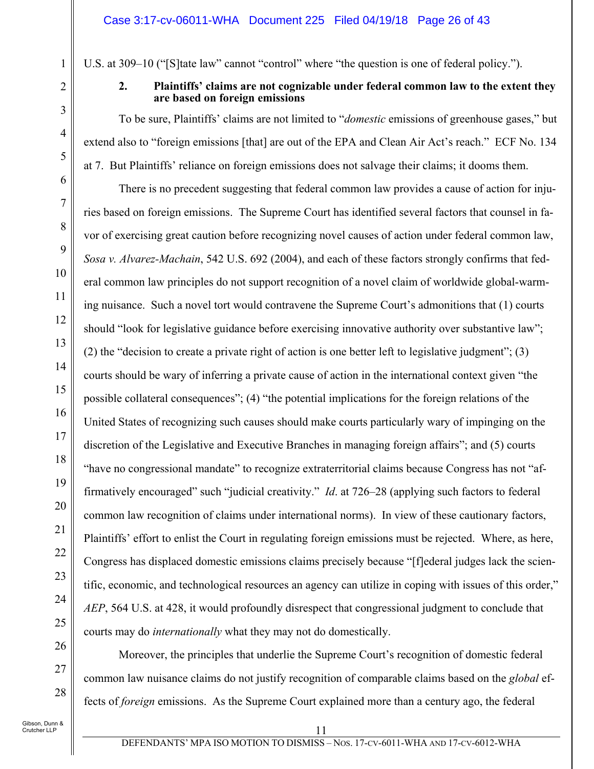U.S. at 309–10 ("[S]tate law" cannot "control" where "the question is one of federal policy.").

**2. Plaintiffs' claims are not cognizable under federal common law to the extent they are based on foreign emissions**

To be sure, Plaintiffs' claims are not limited to "*domestic* emissions of greenhouse gases," but extend also to "foreign emissions [that] are out of the EPA and Clean Air Act's reach." ECF No. 134 at 7. But Plaintiffs' reliance on foreign emissions does not salvage their claims; it dooms them.

There is no precedent suggesting that federal common law provides a cause of action for injuries based on foreign emissions. The Supreme Court has identified several factors that counsel in favor of exercising great caution before recognizing novel causes of action under federal common law, *Sosa v. Alvarez-Machain*, 542 U.S. 692 (2004), and each of these factors strongly confirms that federal common law principles do not support recognition of a novel claim of worldwide global-warming nuisance. Such a novel tort would contravene the Supreme Court's admonitions that (1) courts should "look for legislative guidance before exercising innovative authority over substantive law"; (2) the "decision to create a private right of action is one better left to legislative judgment"; (3) courts should be wary of inferring a private cause of action in the international context given "the possible collateral consequences"; (4) "the potential implications for the foreign relations of the United States of recognizing such causes should make courts particularly wary of impinging on the discretion of the Legislative and Executive Branches in managing foreign affairs"; and (5) courts "have no congressional mandate" to recognize extraterritorial claims because Congress has not "affirmatively encouraged" such "judicial creativity." *Id*. at 726–28 (applying such factors to federal common law recognition of claims under international norms). In view of these cautionary factors, Plaintiffs' effort to enlist the Court in regulating foreign emissions must be rejected. Where, as here, Congress has displaced domestic emissions claims precisely because "[f]ederal judges lack the scientific, economic, and technological resources an agency can utilize in coping with issues of this order," *AEP*, 564 U.S. at 428, it would profoundly disrespect that congressional judgment to conclude that courts may do *internationally* what they may not do domestically.

Moreover, the principles that underlie the Supreme Court's recognition of domestic federal common law nuisance claims do not justify recognition of comparable claims based on the *global* effects of *foreign* emissions. As the Supreme Court explained more than a century ago, the federal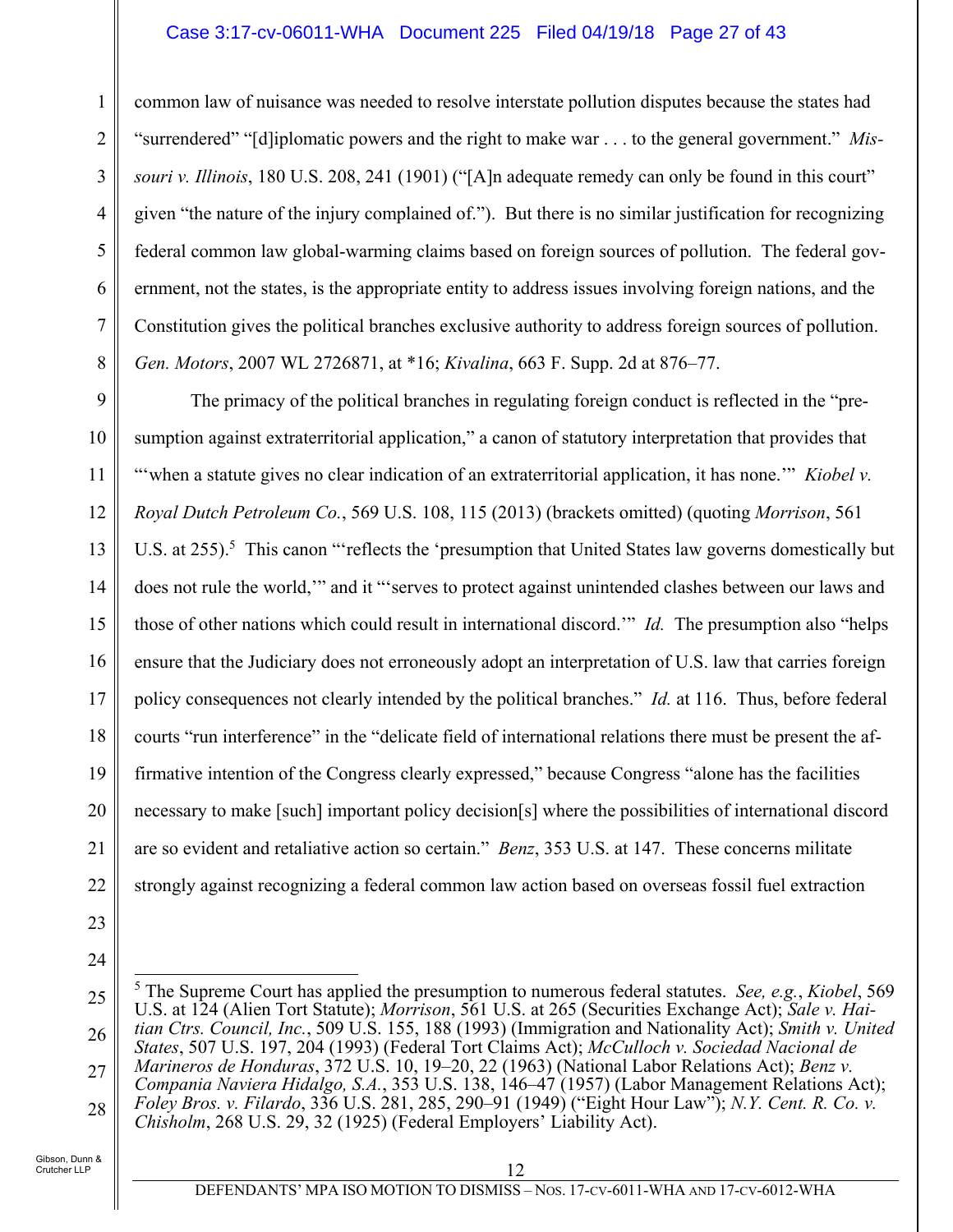common law of nuisance was needed to resolve interstate pollution disputes because the states had "surrendered" "[d]iplomatic powers and the right to make war . . . to the general government." *Missouri v. Illinois*, 180 U.S. 208, 241 (1901) ("[A]n adequate remedy can only be found in this court" given "the nature of the injury complained of."). But there is no similar justification for recognizing federal common law global-warming claims based on foreign sources of pollution. The federal government, not the states, is the appropriate entity to address issues involving foreign nations, and the Constitution gives the political branches exclusive authority to address foreign sources of pollution. *Gen. Motors*, 2007 WL 2726871, at *16; *Kivalina*, 663 F. Supp. 2d at 876–77.

The primacy of the political branches in regulating foreign conduct is reflected in the "presumption against extraterritorial application," a canon of statutory interpretation that provides that "'when a statute gives no clear indication of an extraterritorial application, it has none.'" *Kiobel v. Royal Dutch Petroleum Co.*, 569 U.S. 108, 115 (2013) (brackets omitted) (quoting *Morrison*, 561 U.S. at 255).[5] This canon "'reflects the 'presumption that United States law governs domestically but does not rule the world,'" and it "'serves to protect against unintended clashes between our laws and those of other nations which could result in international discord.'" *Id.* The presumption also "helps ensure that the Judiciary does not erroneously adopt an interpretation of U.S. law that carries foreign policy consequences not clearly intended by the political branches." *Id.* at 116. Thus, before federal courts "run interference" in the "delicate field of international relations there must be present the affirmative intention of the Congress clearly expressed," because Congress "alone has the facilities necessary to make [such] important policy decision[s] where the possibilities of international discord are so evident and retaliative action so certain." *Benz*, 353 U.S. at 147. These concerns militate strongly against recognizing a federal common law action based on overseas fossil fuel extraction

[5] The Supreme Court has applied the presumption to numerous federal statutes. *See, e.g.*, *Kiobel*, 569 U.S. at 124 (Alien Tort Statute); *Morrison*, 561 U.S. at 265 (Securities Exchange Act); *Sale v. Haitian Ctrs. Council, Inc.*, 509 U.S. 155, 188 (1993) (Immigration and Nationality Act); *Smith v. United States*, 507 U.S. 197, 204 (1993) (Federal Tort Claims Act); *McCulloch v. Sociedad Nacional de Marineros de Honduras*, 372 U.S. 10, 19–20, 22 (1963) (National Labor Relations Act); *Benz v. Compania Naviera Hidalgo, S.A.*, 353 U.S. 138, 146–47 (1957) (Labor Management Relations Act); *Foley Bros. v. Filardo*, 336 U.S. 281, 285, 290–91 (1949) ("Eight Hour Law"); *N.Y. Cent. R. Co. v. Chisholm*, 268 U.S. 29, 32 (1925) (Federal Employers' Liability Act).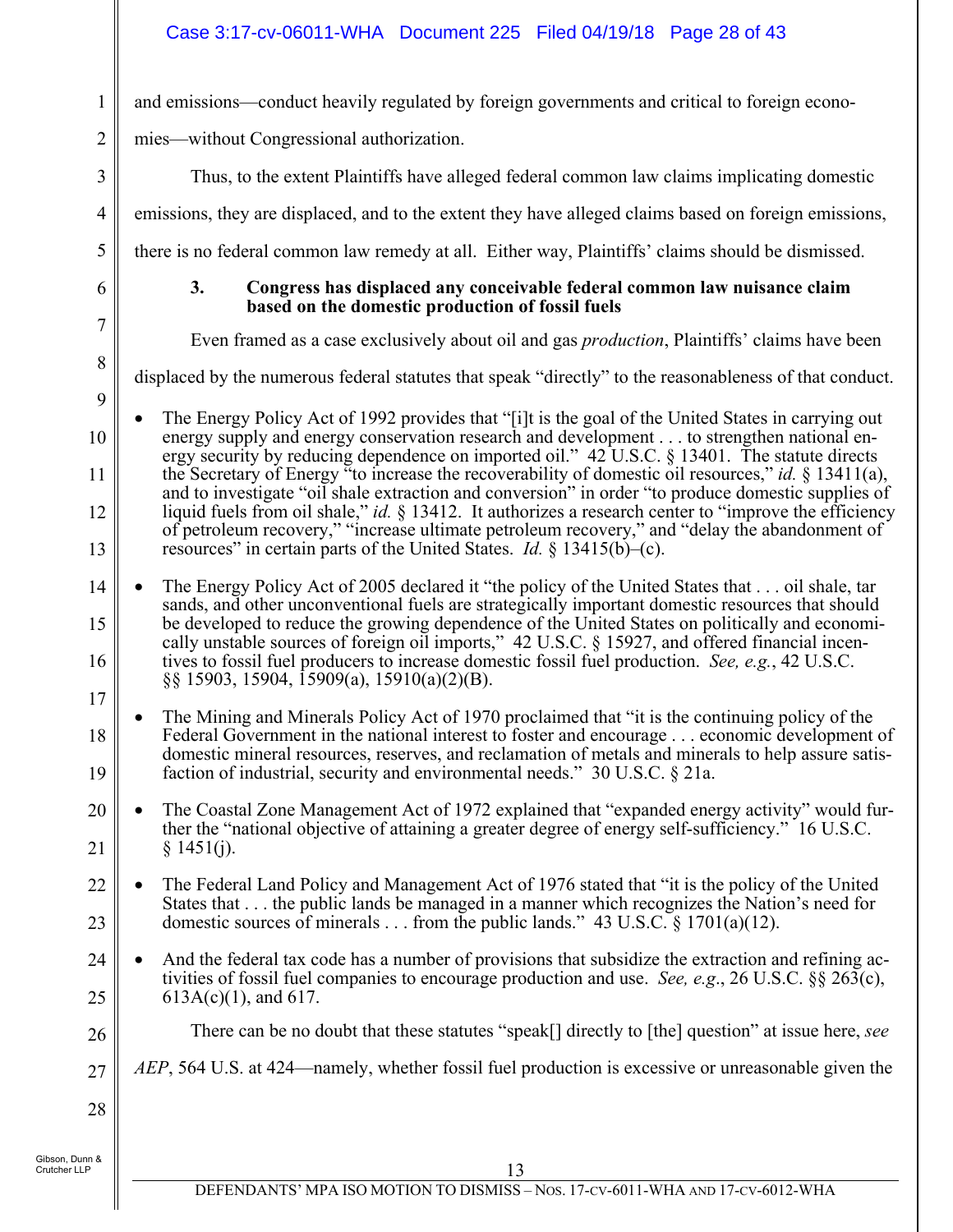and emissions—conduct heavily regulated by foreign governments and critical to foreign economies—without Congressional authorization.

Thus, to the extent Plaintiffs have alleged federal common law claims implicating domestic emissions, they are displaced, and to the extent they have alleged claims based on foreign emissions, there is no federal common law remedy at all. Either way, Plaintiffs' claims should be dismissed.

#### 3. Congress has displaced any conceivable federal common law nuisance claim based on the domestic production of fossil fuels

Even framed as a case exclusively about oil and gas *production*, Plaintiffs' claims have been displaced by the numerous federal statutes that speak "directly" to the reasonableness of that conduct.

- The Energy Policy Act of 1992 provides that "[i]t is the goal of the United States in carrying out energy supply and energy conservation research and development . . . to strengthen national energy security by reducing dependence on imported oil." 42 U.S.C. § 13401. The statute directs the Secretary of Energy "to increase the recoverability of domestic oil resources," *id.* § 13411(a), and to investigate "oil shale extraction and conversion" in order "to produce domestic supplies of liquid fuels from oil shale," *id.* § 13412. It authorizes a research center to "improve the efficiency of petroleum recovery," "increase ultimate petroleum recovery," and "delay the abandonment of resources" in certain parts of the United States. *Id.* § 13415(b)–(c).

- The Energy Policy Act of 2005 declared it "the policy of the United States that . . . oil shale, tar sands, and other unconventional fuels are strategically important domestic resources that should be developed to reduce the growing dependence of the United States on politically and economically unstable sources of foreign oil imports," 42 U.S.C. § 15927, and offered financial incentives to fossil fuel producers to increase domestic fossil fuel production. *See, e.g.*, 42 U.S.C. §§ 15903, 15904, 15909(a), 15910(a)(2)(B).

- The Mining and Minerals Policy Act of 1970 proclaimed that "it is the continuing policy of the Federal Government in the national interest to foster and encourage . . . economic development of domestic mineral resources, reserves, and reclamation of metals and minerals to help assure satisfaction of industrial, security and environmental needs." 30 U.S.C. § 21a.

- The Coastal Zone Management Act of 1972 explained that "expanded energy activity" would further the "national objective of attaining a greater degree of energy self-sufficiency." 16 U.S.C. § 1451(j).

- The Federal Land Policy and Management Act of 1976 stated that "it is the policy of the United States that . . . the public lands be managed in a manner which recognizes the Nation's need for domestic sources of minerals . . . from the public lands." 43 U.S.C. § 1701(a)(12).

- And the federal tax code has a number of provisions that subsidize the extraction and refining activities of fossil fuel companies to encourage production and use. *See, e.g.*, 26 U.S.C. §§ 263(c), 613A(c)(1), and 617.

There can be no doubt that these statutes "speak[] directly to [the] question" at issue here, *see AEP*, 564 U.S. at 424—namely, whether fossil fuel production is excessive or unreasonable given the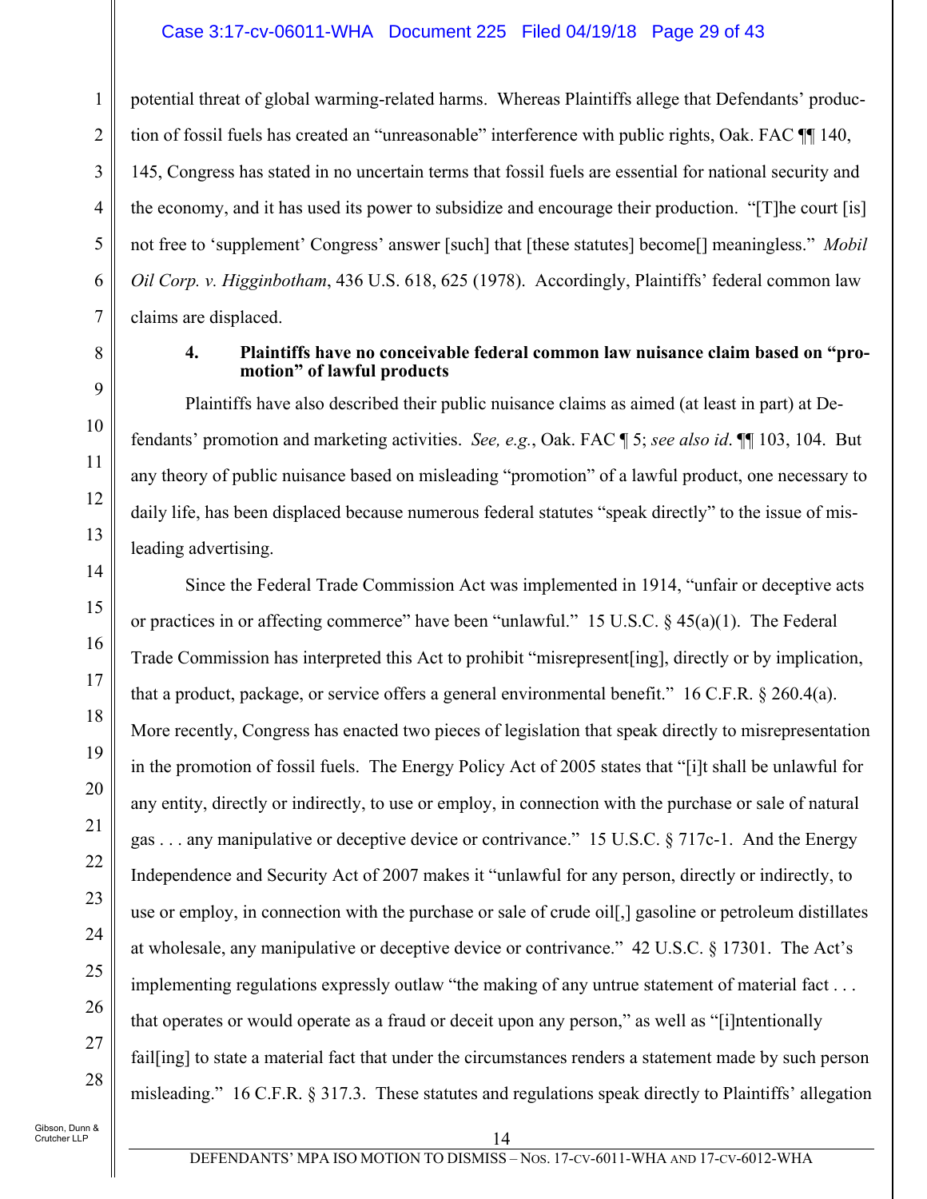potential threat of global warming-related harms. Whereas Plaintiffs allege that Defendants' production of fossil fuels has created an "unreasonable" interference with public rights, Oak. FAC ¶¶ 140, 145, Congress has stated in no uncertain terms that fossil fuels are essential for national security and the economy, and it has used its power to subsidize and encourage their production. "[T]he court [is] not free to 'supplement' Congress' answer [such] that [these statutes] become[] meaningless." *Mobil Oil Corp. v. Higginbotham*, 436 U.S. 618, 625 (1978). Accordingly, Plaintiffs' federal common law claims are displaced.

**4. Plaintiffs have no conceivable federal common law nuisance claim based on "promotion" of lawful products**

Plaintiffs have also described their public nuisance claims as aimed (at least in part) at Defendants' promotion and marketing activities. *See, e.g.*, Oak. FAC ¶ 5; *see also id*. ¶¶ 103, 104. But any theory of public nuisance based on misleading "promotion" of a lawful product, one necessary to daily life, has been displaced because numerous federal statutes "speak directly" to the issue of misleading advertising.

Since the Federal Trade Commission Act was implemented in 1914, "unfair or deceptive acts or practices in or affecting commerce" have been "unlawful." 15 U.S.C. § 45(a)(1). The Federal Trade Commission has interpreted this Act to prohibit "misrepresent[ing], directly or by implication, that a product, package, or service offers a general environmental benefit." 16 C.F.R. § 260.4(a). More recently, Congress has enacted two pieces of legislation that speak directly to misrepresentation in the promotion of fossil fuels. The Energy Policy Act of 2005 states that "[i]t shall be unlawful for any entity, directly or indirectly, to use or employ, in connection with the purchase or sale of natural gas . . . any manipulative or deceptive device or contrivance." 15 U.S.C. § 717c-1. And the Energy Independence and Security Act of 2007 makes it "unlawful for any person, directly or indirectly, to use or employ, in connection with the purchase or sale of crude oil[,] gasoline or petroleum distillates at wholesale, any manipulative or deceptive device or contrivance." 42 U.S.C. § 17301. The Act's implementing regulations expressly outlaw "the making of any untrue statement of material fact . . . that operates or would operate as a fraud or deceit upon any person," as well as "[i]ntentionally fail[ing] to state a material fact that under the circumstances renders a statement made by such person misleading." 16 C.F.R. § 317.3. These statutes and regulations speak directly to Plaintiffs' allegation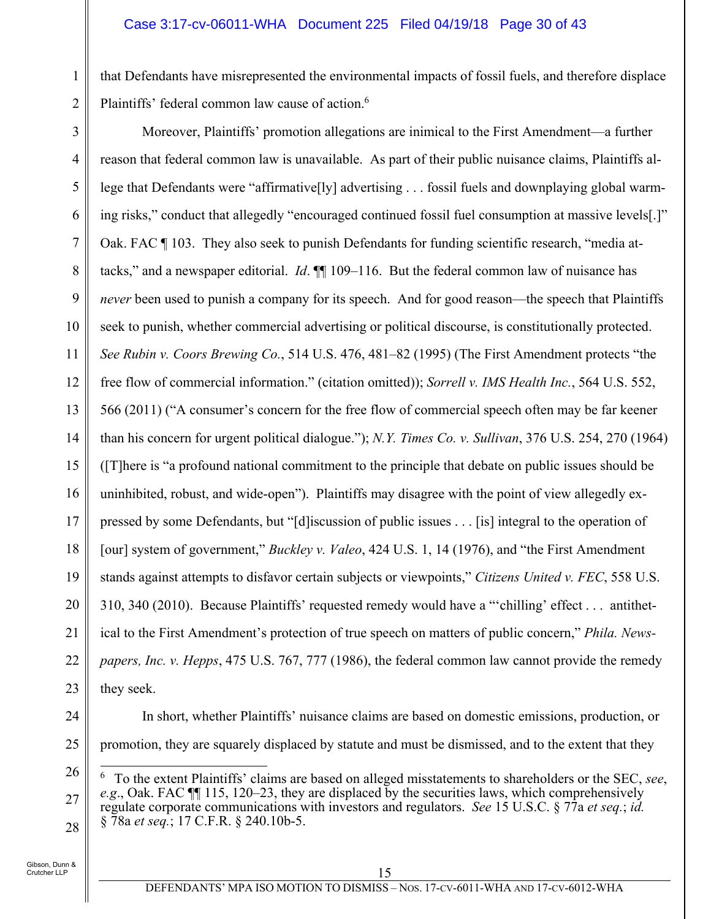that Defendants have misrepresented the environmental impacts of fossil fuels, and therefore displace Plaintiffs' federal common law cause of action.[6]

Moreover, Plaintiffs' promotion allegations are inimical to the First Amendment—a further reason that federal common law is unavailable. As part of their public nuisance claims, Plaintiffs allege that Defendants were "affirmative[ly] advertising . . . fossil fuels and downplaying global warming risks," conduct that allegedly "encouraged continued fossil fuel consumption at massive levels[.]" Oak. FAC ¶ 103. They also seek to punish Defendants for funding scientific research, "media attacks," and a newspaper editorial. *Id*. ¶¶ 109–116. But the federal common law of nuisance has *never* been used to punish a company for its speech. And for good reason—the speech that Plaintiffs seek to punish, whether commercial advertising or political discourse, is constitutionally protected. *See Rubin v. Coors Brewing Co.*, 514 U.S. 476, 481–82 (1995) (The First Amendment protects "the free flow of commercial information." (citation omitted)); *Sorrell v. IMS Health Inc.*, 564 U.S. 552, 566 (2011) ("A consumer's concern for the free flow of commercial speech often may be far keener than his concern for urgent political dialogue."); *N.Y. Times Co. v. Sullivan*, 376 U.S. 254, 270 (1964) ([T]here is "a profound national commitment to the principle that debate on public issues should be uninhibited, robust, and wide-open"). Plaintiffs may disagree with the point of view allegedly expressed by some Defendants, but "[d]iscussion of public issues . . . [is] integral to the operation of [our] system of government," *Buckley v. Valeo*, 424 U.S. 1, 14 (1976), and "the First Amendment stands against attempts to disfavor certain subjects or viewpoints," *Citizens United v. FEC*, 558 U.S. 310, 340 (2010). Because Plaintiffs' requested remedy would have a "'chilling' effect . . . antithetical to the First Amendment's protection of true speech on matters of public concern," *Phila. Newspapers, Inc. v. Hepps*, 475 U.S. 767, 777 (1986), the federal common law cannot provide the remedy they seek.

In short, whether Plaintiffs' nuisance claims are based on domestic emissions, production, or promotion, they are squarely displaced by statute and must be dismissed, and to the extent that they

---

[6] To the extent Plaintiffs' claims are based on alleged misstatements to shareholders or the SEC, *see*, *e.g*., Oak. FAC ¶¶ 115, 120–23, they are displaced by the securities laws, which comprehensively regulate corporate communications with investors and regulators. *See* 15 U.S.C. § 77a *et seq.*; *id.* § 78a *et seq.*; 17 C.F.R. § 240.10b-5.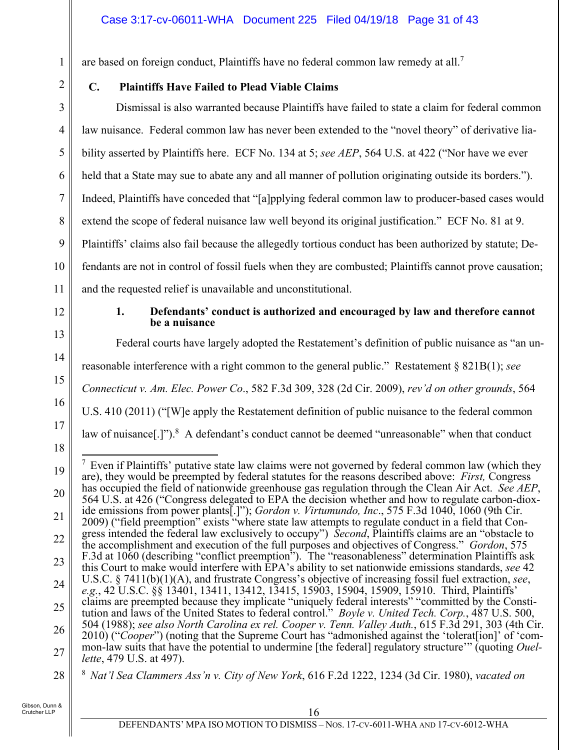are based on foreign conduct, Plaintiffs have no federal common law remedy at all.[7]

### C. Plaintiffs Have Failed to Plead Viable Claims

Dismissal is also warranted because Plaintiffs have failed to state a claim for federal common law nuisance. Federal common law has never been extended to the "novel theory" of derivative liability asserted by Plaintiffs here. ECF No. 134 at 5; *see AEP*, 564 U.S. at 422 ("Nor have we ever held that a State may sue to abate any and all manner of pollution originating outside its borders."). Indeed, Plaintiffs have conceded that "[a]pplying federal common law to producer-based cases would extend the scope of federal nuisance law well beyond its original justification." ECF No. 81 at 9. Plaintiffs' claims also fail because the allegedly tortious conduct has been authorized by statute; Defendants are not in control of fossil fuels when they are combusted; Plaintiffs cannot prove causation; and the requested relief is unavailable and unconstitutional.

#### 1. Defendants' conduct is authorized and encouraged by law and therefore cannot be a nuisance

Federal courts have largely adopted the Restatement's definition of public nuisance as "an unreasonable interference with a right common to the general public." Restatement § 821B(1); *see Connecticut v. Am. Elec. Power Co.*, 582 F.3d 309, 328 (2d Cir. 2009), *rev'd on other grounds*, 564 U.S. 410 (2011) ("[W]e apply the Restatement definition of public nuisance to the federal common law of nuisance[.]").[8] A defendant's conduct cannot be deemed "unreasonable" when that conduct

---

[7] Even if Plaintiffs' putative state law claims were not governed by federal common law (which they are), they would be preempted by federal statutes for the reasons described above: *First,* Congress has occupied the field of nationwide greenhouse gas regulation through the Clean Air Act. *See AEP*, 564 U.S. at 426 ("Congress delegated to EPA the decision whether and how to regulate carbon-dioxide emissions from power plants[.]"); *Gordon v. Virtumundo, Inc*., 575 F.3d 1040, 1060 (9th Cir. 2009) ("field preemption" exists "where state law attempts to regulate conduct in a field that Congress intended the federal law exclusively to occupy") *Second*, Plaintiffs claims are an "obstacle to the accomplishment and execution of the full purposes and objectives of Congress." *Gordon*, 575 F.3d at 1060 (describing "conflict preemption"). The "reasonableness" determination Plaintiffs ask this Court to make would interfere with EPA's ability to set nationwide emissions standards, *see* 42 U.S.C. § 7411(b)(1)(A), and frustrate Congress's objective of increasing fossil fuel extraction, *see*, *e.g.*, 42 U.S.C. §§ 13401, 13411, 13412, 13415, 15903, 15904, 15909, 15910. Third, Plaintiffs' claims are preempted because they implicate "uniquely federal interests" "committed by the Constitution and laws of the United States to federal control." *Boyle v. United Tech. Corp.*, 487 U.S. 500, 504 (1988); *see also North Carolina ex rel. Cooper v. Tenn. Valley Auth.*, 615 F.3d 291, 303 (4th Cir. 2010) ("*Cooper*") (noting that the Supreme Court has "admonished against the 'tolerat[ion]' of 'common-law suits that have the potential to undermine [the federal] regulatory structure'" (quoting *Ouellette*, 479 U.S. at 497).

[8] *Nat'l Sea Clammers Ass'n v. City of New York*, 616 F.2d 1222, 1234 (3d Cir. 1980), *vacated on*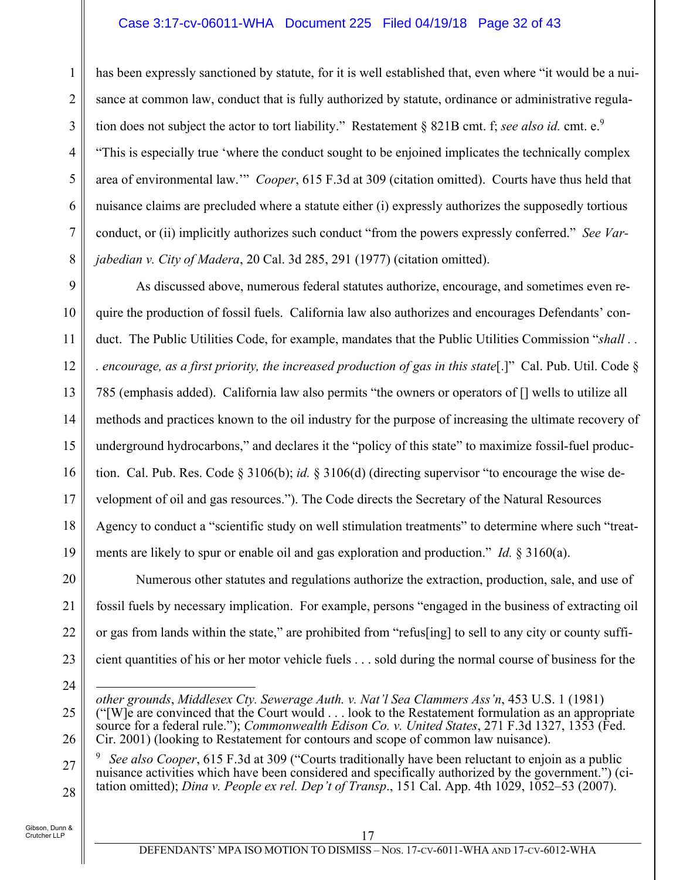has been expressly sanctioned by statute, for it is well established that, even where "it would be a nuisance at common law, conduct that is fully authorized by statute, ordinance or administrative regulation does not subject the actor to tort liability." Restatement § 821B cmt. f; *see also id.* cmt. e.[9] "This is especially true 'where the conduct sought to be enjoined implicates the technically complex area of environmental law.'" *Cooper*, 615 F.3d at 309 (citation omitted). Courts have thus held that nuisance claims are precluded where a statute either (i) expressly authorizes the supposedly tortious conduct, or (ii) implicitly authorizes such conduct "from the powers expressly conferred." *See Varjabedian v. City of Madera*, 20 Cal. 3d 285, 291 (1977) (citation omitted).

As discussed above, numerous federal statutes authorize, encourage, and sometimes even require the production of fossil fuels. California law also authorizes and encourages Defendants' conduct. The Public Utilities Code, for example, mandates that the Public Utilities Commission "*shall . . . encourage, as a first priority, the increased production of gas in this state*[.]" Cal. Pub. Util. Code § 785 (emphasis added). California law also permits "the owners or operators of [] wells to utilize all methods and practices known to the oil industry for the purpose of increasing the ultimate recovery of underground hydrocarbons," and declares it the "policy of this state" to maximize fossil-fuel production. Cal. Pub. Res. Code § 3106(b); *id.* § 3106(d) (directing supervisor "to encourage the wise development of oil and gas resources."). The Code directs the Secretary of the Natural Resources Agency to conduct a "scientific study on well stimulation treatments" to determine where such "treatments are likely to spur or enable oil and gas exploration and production." *Id.* § 3160(a).

Numerous other statutes and regulations authorize the extraction, production, sale, and use of fossil fuels by necessary implication. For example, persons "engaged in the business of extracting oil or gas from lands within the state," are prohibited from "refus[ing] to sell to any city or county sufficient quantities of his or her motor vehicle fuels . . . sold during the normal course of business for the

---

*other grounds*, *Middlesex Cty. Sewerage Auth. v. Nat'l Sea Clammers Ass'n*, 453 U.S. 1 (1981) ("[W]e are convinced that the Court would . . . look to the Restatement formulation as an appropriate source for a federal rule."); *Commonwealth Edison Co. v. United States*, 271 F.3d 1327, 1353 (Fed. Cir. 2001) (looking to Restatement for contours and scope of common law nuisance).

[9] *See also Cooper*, 615 F.3d at 309 ("Courts traditionally have been reluctant to enjoin as a public nuisance activities which have been considered and specifically authorized by the government.") (citation omitted); *Dina v. People ex rel. Dep't of Transp.*, 151 Cal. App. 4th 1029, 1052–53 (2007).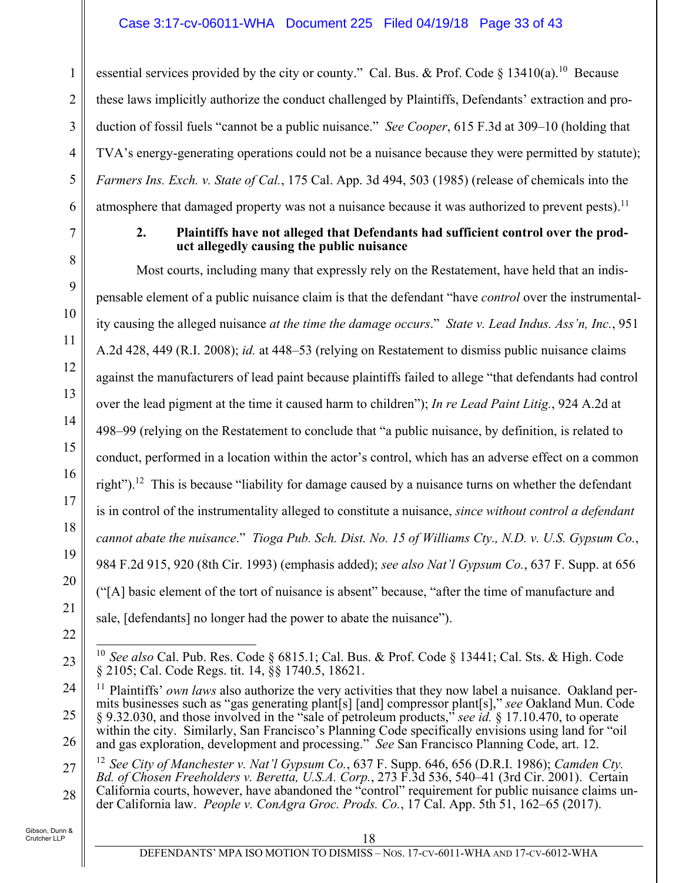essential services provided by the city or county." Cal. Bus. & Prof. Code § 13410(a).[10] Because these laws implicitly authorize the conduct challenged by Plaintiffs, Defendants' extraction and production of fossil fuels "cannot be a public nuisance." *See Cooper*, 615 F.3d at 309–10 (holding that TVA's energy-generating operations could not be a nuisance because they were permitted by statute); *Farmers Ins. Exch. v. State of Cal.*, 175 Cal. App. 3d 494, 503 (1985) (release of chemicals into the atmosphere that damaged property was not a nuisance because it was authorized to prevent pests).[11]

#### 2. Plaintiffs have not alleged that Defendants had sufficient control over the product allegedly causing the public nuisance

Most courts, including many that expressly rely on the Restatement, have held that an indispensable element of a public nuisance claim is that the defendant "have *control* over the instrumentality causing the alleged nuisance *at the time the damage occurs*." *State v. Lead Indus. Ass'n, Inc.*, 951 A.2d 428, 449 (R.I. 2008); *id.* at 448–53 (relying on Restatement to dismiss public nuisance claims against the manufacturers of lead paint because plaintiffs failed to allege "that defendants had control over the lead pigment at the time it caused harm to children"); *In re Lead Paint Litig.*, 924 A.2d at 498–99 (relying on the Restatement to conclude that "a public nuisance, by definition, is related to conduct, performed in a location within the actor's control, which has an adverse effect on a common right").[12] This is because "liability for damage caused by a nuisance turns on whether the defendant is in control of the instrumentality alleged to constitute a nuisance, *since without control a defendant cannot abate the nuisance*." *Tioga Pub. Sch. Dist. No. 15 of Williams Cty., N.D. v. U.S. Gypsum Co.*, 984 F.2d 915, 920 (8th Cir. 1993) (emphasis added); *see also Nat'l Gypsum Co.*, 637 F. Supp. at 656 ("[A] basic element of the tort of nuisance is absent" because, "after the time of manufacture and sale, [defendants] no longer had the power to abate the nuisance").

---

[10] *See also* Cal. Pub. Res. Code § 6815.1; Cal. Bus. & Prof. Code § 13441; Cal. Sts. & High. Code § 2105; Cal. Code Regs. tit. 14, §§ 1740.5, 18621.

[11] Plaintiffs' *own laws* also authorize the very activities that they now label a nuisance. Oakland permits businesses such as "gas generating plant[s] [and] compressor plant[s]," *see* Oakland Mun. Code § 9.32.030, and those involved in the "sale of petroleum products," *see id.* § 17.10.470, to operate within the city. Similarly, San Francisco's Planning Code specifically envisions using land for "oil and gas exploration, development and processing." *See* San Francisco Planning Code, art. 12.

[12] *See City of Manchester v. Nat'l Gypsum Co.*, 637 F. Supp. 646, 656 (D.R.I. 1986); *Camden Cty. Bd. of Chosen Freeholders v. Beretta, U.S.A. Corp.*, 273 F.3d 536, 540–41 (3rd Cir. 2001). Certain California courts, however, have abandoned the "control" requirement for public nuisance claims under California law. *People v. ConAgra Groc. Prods. Co.*, 17 Cal. App. 5th 51, 162–65 (2017).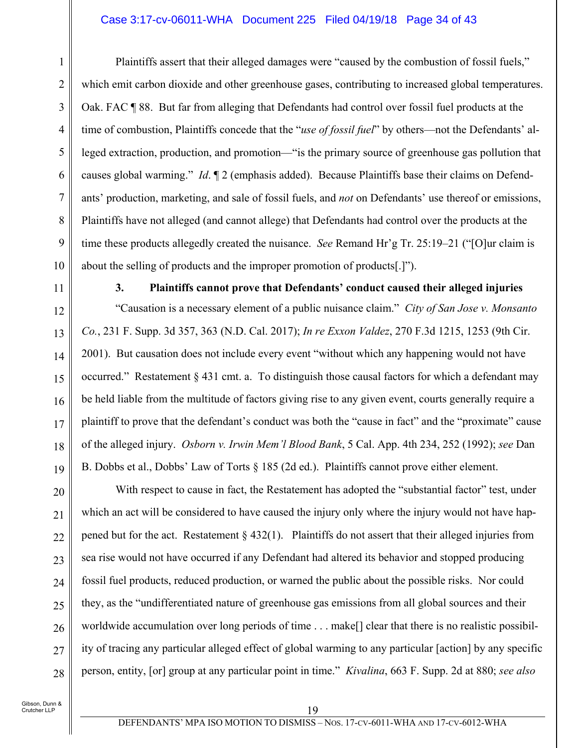Plaintiffs assert that their alleged damages were "caused by the combustion of fossil fuels," which emit carbon dioxide and other greenhouse gases, contributing to increased global temperatures. Oak. FAC ¶ 88. But far from alleging that Defendants had control over fossil fuel products at the time of combustion, Plaintiffs concede that the "*use of fossil fuel*" by others—not the Defendants' alleged extraction, production, and promotion—"is the primary source of greenhouse gas pollution that causes global warming." *Id*. ¶ 2 (emphasis added). Because Plaintiffs base their claims on Defendants' production, marketing, and sale of fossil fuels, and *not* on Defendants' use thereof or emissions, Plaintiffs have not alleged (and cannot allege) that Defendants had control over the products at the time these products allegedly created the nuisance. *See* Remand Hr'g Tr. 25:19–21 ("[O]ur claim is about the selling of products and the improper promotion of products[.]").

### 3. Plaintiffs cannot prove that Defendants' conduct caused their alleged injuries

"Causation is a necessary element of a public nuisance claim." *City of San Jose v. Monsanto Co.*, 231 F. Supp. 3d 357, 363 (N.D. Cal. 2017); *In re Exxon Valdez*, 270 F.3d 1215, 1253 (9th Cir. 2001). But causation does not include every event "without which any happening would not have occurred." Restatement § 431 cmt. a. To distinguish those causal factors for which a defendant may be held liable from the multitude of factors giving rise to any given event, courts generally require a plaintiff to prove that the defendant's conduct was both the "cause in fact" and the "proximate" cause of the alleged injury. *Osborn v. Irwin Mem'l Blood Bank*, 5 Cal. App. 4th 234, 252 (1992); *see* Dan B. Dobbs et al., Dobbs' Law of Torts § 185 (2d ed.). Plaintiffs cannot prove either element.

With respect to cause in fact, the Restatement has adopted the "substantial factor" test, under which an act will be considered to have caused the injury only where the injury would not have happened but for the act. Restatement § 432(1). Plaintiffs do not assert that their alleged injuries from sea rise would not have occurred if any Defendant had altered its behavior and stopped producing fossil fuel products, reduced production, or warned the public about the possible risks. Nor could they, as the "undifferentiated nature of greenhouse gas emissions from all global sources and their worldwide accumulation over long periods of time . . . make[] clear that there is no realistic possibility of tracing any particular alleged effect of global warming to any particular [action] by any specific person, entity, [or] group at any particular point in time." *Kivalina*, 663 F. Supp. 2d at 880; *see also*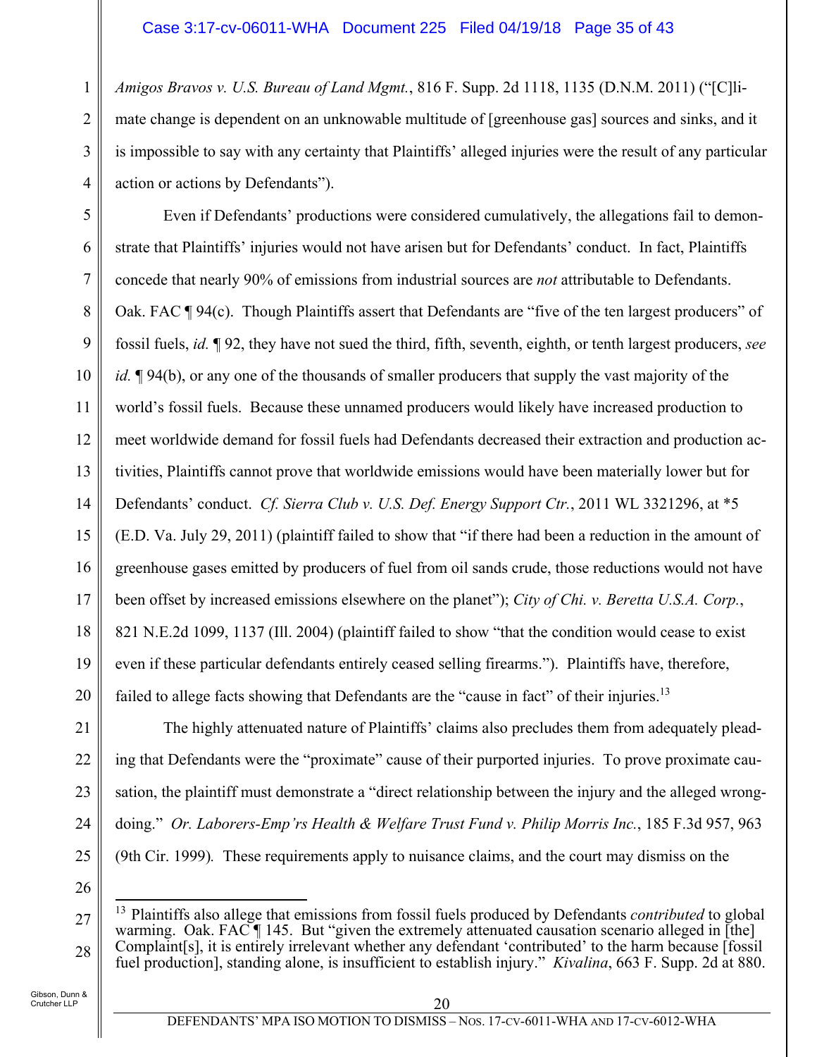*Amigos Bravos v. U.S. Bureau of Land Mgmt.*, 816 F. Supp. 2d 1118, 1135 (D.N.M. 2011) ("[C]limate change is dependent on an unknowable multitude of [greenhouse gas] sources and sinks, and it is impossible to say with any certainty that Plaintiffs' alleged injuries were the result of any particular action or actions by Defendants").

Even if Defendants' productions were considered cumulatively, the allegations fail to demonstrate that Plaintiffs' injuries would not have arisen but for Defendants' conduct. In fact, Plaintiffs concede that nearly 90% of emissions from industrial sources are *not* attributable to Defendants. Oak. FAC ¶ 94(c). Though Plaintiffs assert that Defendants are "five of the ten largest producers" of fossil fuels, *id.* ¶ 92, they have not sued the third, fifth, seventh, eighth, or tenth largest producers, *see id.* ¶ 94(b), or any one of the thousands of smaller producers that supply the vast majority of the world's fossil fuels. Because these unnamed producers would likely have increased production to meet worldwide demand for fossil fuels had Defendants decreased their extraction and production activities, Plaintiffs cannot prove that worldwide emissions would have been materially lower but for Defendants' conduct. *Cf. Sierra Club v. U.S. Def. Energy Support Ctr.*, 2011 WL 3321296, at *5 (E.D. Va. July 29, 2011) (plaintiff failed to show that "if there had been a reduction in the amount of greenhouse gases emitted by producers of fuel from oil sands crude, those reductions would not have been offset by increased emissions elsewhere on the planet"); *City of Chi. v. Beretta U.S.A. Corp.*, 821 N.E.2d 1099, 1137 (Ill. 2004) (plaintiff failed to show "that the condition would cease to exist even if these particular defendants entirely ceased selling firearms."). Plaintiffs have, therefore, failed to allege facts showing that Defendants are the "cause in fact" of their injuries.[13]

The highly attenuated nature of Plaintiffs' claims also precludes them from adequately pleading that Defendants were the "proximate" cause of their purported injuries. To prove proximate causation, the plaintiff must demonstrate a "direct relationship between the injury and the alleged wrongdoing." *Or. Laborers-Emp'rs Health & Welfare Trust Fund v. Philip Morris Inc.*, 185 F.3d 957, 963 (9th Cir. 1999). These requirements apply to nuisance claims, and the court may dismiss on the

---

[13] Plaintiffs also allege that emissions from fossil fuels produced by Defendants *contributed* to global warming. Oak. FAC ¶ 145. But "given the extremely attenuated causation scenario alleged in [the] Complaint[s], it is entirely irrelevant whether any defendant 'contributed' to the harm because [fossil fuel production], standing alone, is insufficient to establish injury." *Kivalina*, 663 F. Supp. 2d at 880.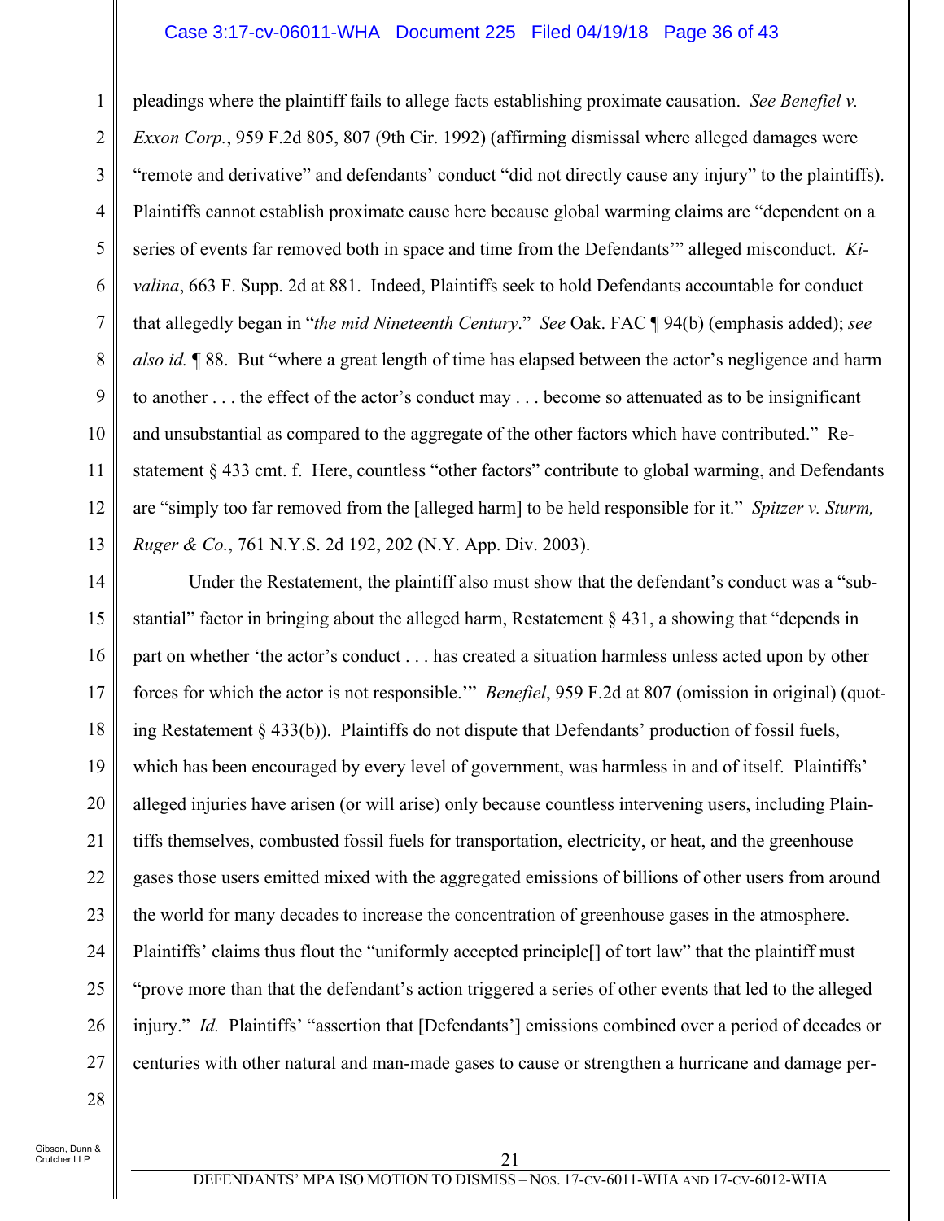pleadings where the plaintiff fails to allege facts establishing proximate causation. *See Benefiel v. Exxon Corp.*, 959 F.2d 805, 807 (9th Cir. 1992) (affirming dismissal where alleged damages were "remote and derivative" and defendants' conduct "did not directly cause any injury" to the plaintiffs). Plaintiffs cannot establish proximate cause here because global warming claims are "dependent on a series of events far removed both in space and time from the Defendants'" alleged misconduct. *Kivalina*, 663 F. Supp. 2d at 881. Indeed, Plaintiffs seek to hold Defendants accountable for conduct that allegedly began in "*the mid Nineteenth Century*." *See* Oak. FAC ¶ 94(b) (emphasis added); *see also id.* ¶ 88. But "where a great length of time has elapsed between the actor's negligence and harm to another . . . the effect of the actor's conduct may . . . become so attenuated as to be insignificant and unsubstantial as compared to the aggregate of the other factors which have contributed." Restatement § 433 cmt. f. Here, countless "other factors" contribute to global warming, and Defendants are "simply too far removed from the [alleged harm] to be held responsible for it." *Spitzer v. Sturm, Ruger & Co.*, 761 N.Y.S. 2d 192, 202 (N.Y. App. Div. 2003).

Under the Restatement, the plaintiff also must show that the defendant's conduct was a "substantial" factor in bringing about the alleged harm, Restatement § 431, a showing that "depends in part on whether 'the actor's conduct . . . has created a situation harmless unless acted upon by other forces for which the actor is not responsible.'" *Benefiel*, 959 F.2d at 807 (omission in original) (quoting Restatement § 433(b)). Plaintiffs do not dispute that Defendants' production of fossil fuels, which has been encouraged by every level of government, was harmless in and of itself. Plaintiffs' alleged injuries have arisen (or will arise) only because countless intervening users, including Plaintiffs themselves, combusted fossil fuels for transportation, electricity, or heat, and the greenhouse gases those users emitted mixed with the aggregated emissions of billions of other users from around the world for many decades to increase the concentration of greenhouse gases in the atmosphere. Plaintiffs' claims thus flout the "uniformly accepted principle[] of tort law" that the plaintiff must "prove more than that the defendant's action triggered a series of other events that led to the alleged injury." *Id.* Plaintiffs' "assertion that [Defendants'] emissions combined over a period of decades or centuries with other natural and man-made gases to cause or strengthen a hurricane and damage per-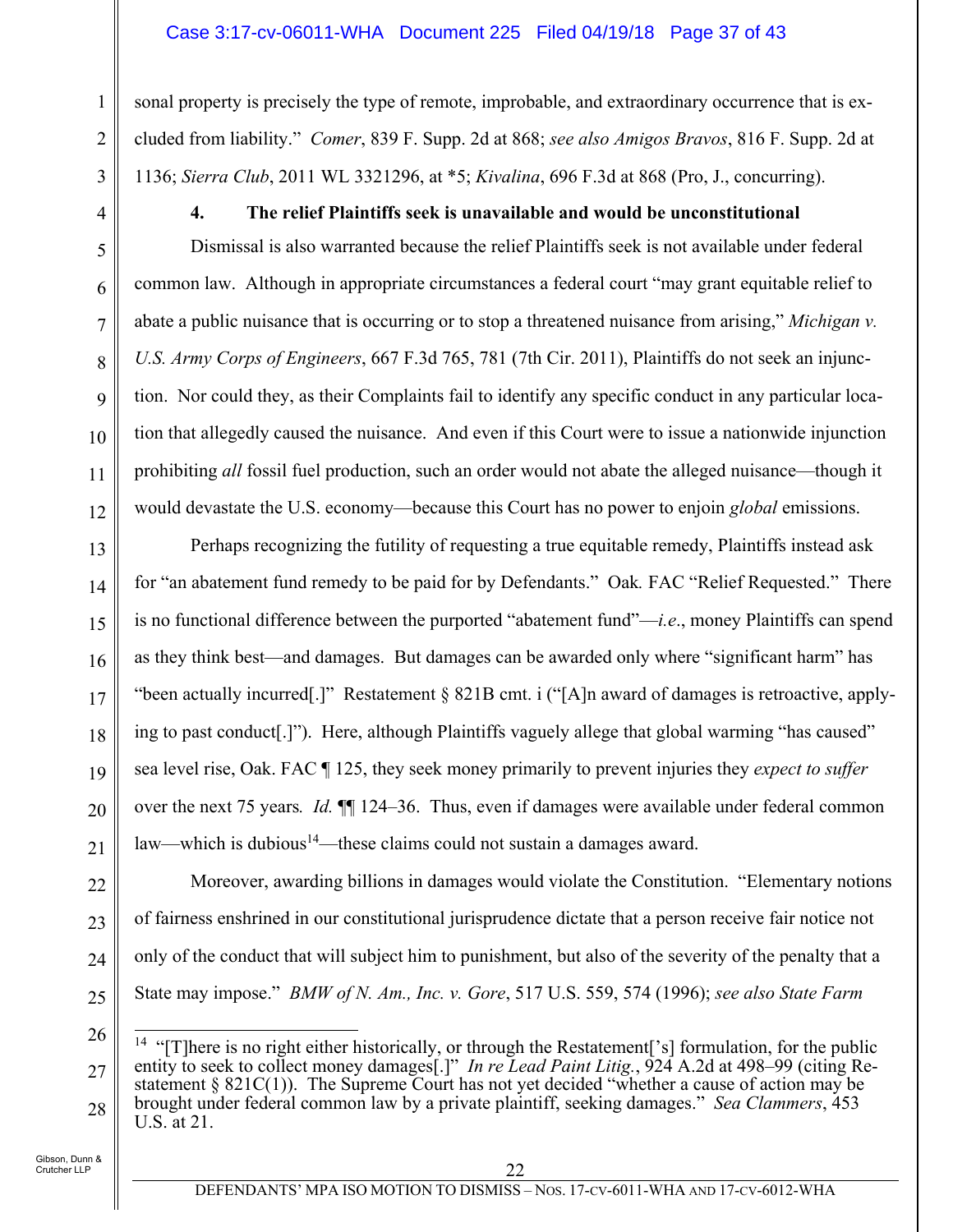sonal property is precisely the type of remote, improbable, and extraordinary occurrence that is excluded from liability." *Comer*, 839 F. Supp. 2d at 868; *see also Amigos Bravos*, 816 F. Supp. 2d at 1136; *Sierra Club*, 2011 WL 3321296, at *5; *Kivalina*, 696 F.3d at 868 (Pro, J., concurring).

#### 4. The relief Plaintiffs seek is unavailable and would be unconstitutional

Dismissal is also warranted because the relief Plaintiffs seek is not available under federal common law. Although in appropriate circumstances a federal court "may grant equitable relief to abate a public nuisance that is occurring or to stop a threatened nuisance from arising," *Michigan v. U.S. Army Corps of Engineers*, 667 F.3d 765, 781 (7th Cir. 2011), Plaintiffs do not seek an injunction. Nor could they, as their Complaints fail to identify any specific conduct in any particular location that allegedly caused the nuisance. And even if this Court were to issue a nationwide injunction prohibiting *all* fossil fuel production, such an order would not abate the alleged nuisance—though it would devastate the U.S. economy—because this Court has no power to enjoin *global* emissions.

Perhaps recognizing the futility of requesting a true equitable remedy, Plaintiffs instead ask for "an abatement fund remedy to be paid for by Defendants." Oak. FAC "Relief Requested." There is no functional difference between the purported "abatement fund"—*i.e.*, money Plaintiffs can spend as they think best—and damages. But damages can be awarded only where "significant harm" has "been actually incurred[.]" Restatement § 821B cmt. i ("[A]n award of damages is retroactive, applying to past conduct[.]"). Here, although Plaintiffs vaguely allege that global warming "has caused" sea level rise, Oak. FAC ¶ 125, they seek money primarily to prevent injuries they *expect to suffer* over the next 75 years. *Id.* ¶¶ 124–36. Thus, even if damages were available under federal common law—which is dubious[14]—these claims could not sustain a damages award.

Moreover, awarding billions in damages would violate the Constitution. "Elementary notions of fairness enshrined in our constitutional jurisprudence dictate that a person receive fair notice not only of the conduct that will subject him to punishment, but also of the severity of the penalty that a State may impose." *BMW of N. Am., Inc. v. Gore*, 517 U.S. 559, 574 (1996); *see also State Farm*

---

[14] "[T]here is no right either historically, or through the Restatement['s] formulation, for the public entity to seek to collect money damages[.]" *In re Lead Paint Litig.*, 924 A.2d at 498–99 (citing Restatement § 821C(1)). The Supreme Court has not yet decided "whether a cause of action may be brought under federal common law by a private plaintiff, seeking damages." *Sea Clammers*, 453 U.S. at 21.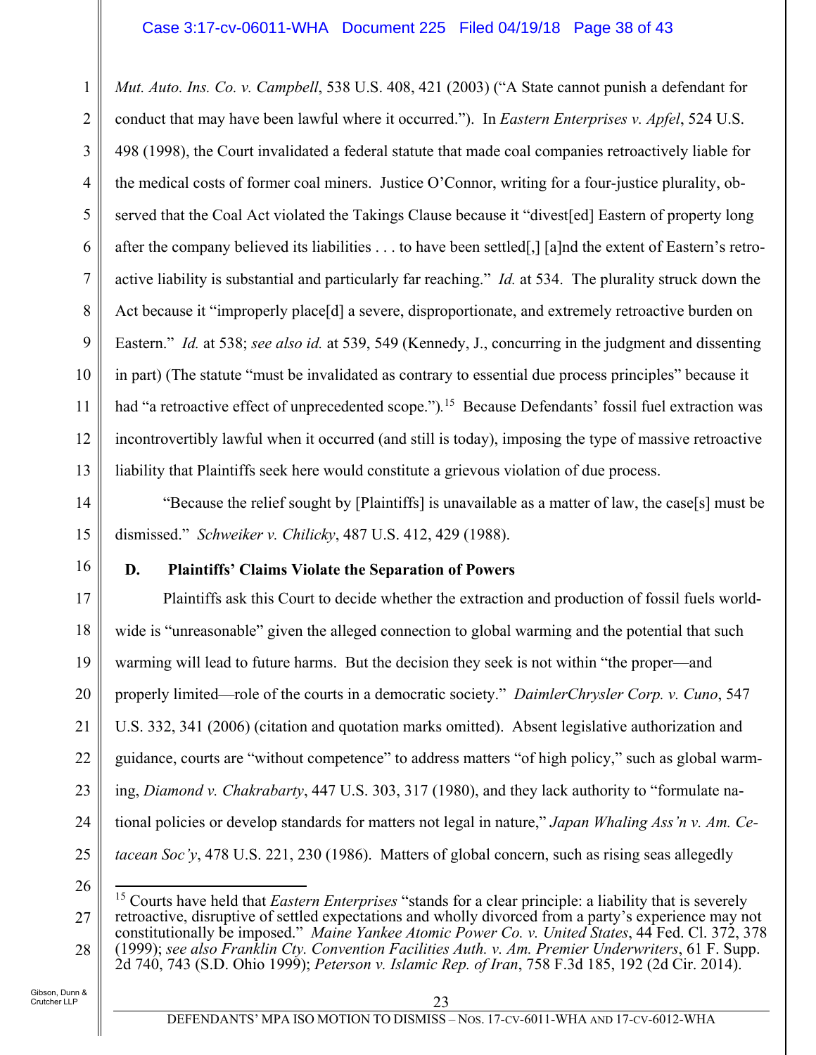*Mut. Auto. Ins. Co. v. Campbell*, 538 U.S. 408, 421 (2003) ("A State cannot punish a defendant for conduct that may have been lawful where it occurred."). In *Eastern Enterprises v. Apfel*, 524 U.S. 498 (1998), the Court invalidated a federal statute that made coal companies retroactively liable for the medical costs of former coal miners. Justice O'Connor, writing for a four-justice plurality, observed that the Coal Act violated the Takings Clause because it "divest[ed] Eastern of property long after the company believed its liabilities . . . to have been settled[,] [a]nd the extent of Eastern's retroactive liability is substantial and particularly far reaching." *Id.* at 534. The plurality struck down the Act because it "improperly place[d] a severe, disproportionate, and extremely retroactive burden on Eastern." *Id.* at 538; *see also id.* at 539, 549 (Kennedy, J., concurring in the judgment and dissenting in part) (The statute "must be invalidated as contrary to essential due process principles" because it had "a retroactive effect of unprecedented scope.").[15] Because Defendants' fossil fuel extraction was incontrovertibly lawful when it occurred (and still is today), imposing the type of massive retroactive liability that Plaintiffs seek here would constitute a grievous violation of due process.

"Because the relief sought by [Plaintiffs] is unavailable as a matter of law, the case[s] must be dismissed." *Schweiker v. Chilicky*, 487 U.S. 412, 429 (1988).

### D. Plaintiffs' Claims Violate the Separation of Powers

Plaintiffs ask this Court to decide whether the extraction and production of fossil fuels worldwide is "unreasonable" given the alleged connection to global warming and the potential that such warming will lead to future harms. But the decision they seek is not within "the proper—and properly limited—role of the courts in a democratic society." *DaimlerChrysler Corp. v. Cuno*, 547 U.S. 332, 341 (2006) (citation and quotation marks omitted). Absent legislative authorization and guidance, courts are "without competence" to address matters "of high policy," such as global warming, *Diamond v. Chakrabarty*, 447 U.S. 303, 317 (1980), and they lack authority to "formulate national policies or develop standards for matters not legal in nature," *Japan Whaling Ass'n v. Am. Cetacean Soc'y*, 478 U.S. 221, 230 (1986). Matters of global concern, such as rising seas allegedly

---

[15] Courts have held that *Eastern Enterprises* "stands for a clear principle: a liability that is severely retroactive, disruptive of settled expectations and wholly divorced from a party's experience may not constitutionally be imposed." *Maine Yankee Atomic Power Co. v. United States*, 44 Fed. Cl. 372, 378 (1999); *see also Franklin Cty. Convention Facilities Auth. v. Am. Premier Underwriters*, 61 F. Supp. 2d 740, 743 (S.D. Ohio 1999); *Peterson v. Islamic Rep. of Iran*, 758 F.3d 185, 192 (2d Cir. 2014).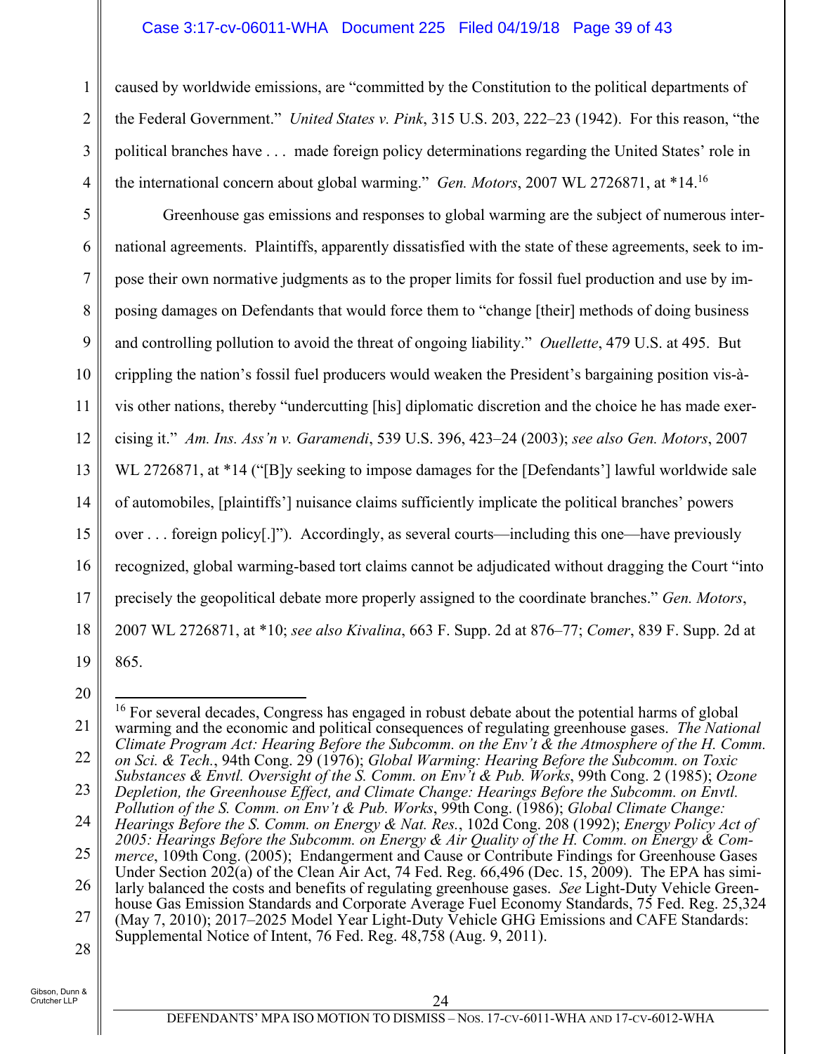caused by worldwide emissions, are "committed by the Constitution to the political departments of the Federal Government." *United States v. Pink*, 315 U.S. 203, 222–23 (1942). For this reason, "the political branches have . . . made foreign policy determinations regarding the United States' role in the international concern about global warming." *Gen. Motors*, 2007 WL 2726871, at *14.[16]

Greenhouse gas emissions and responses to global warming are the subject of numerous international agreements. Plaintiffs, apparently dissatisfied with the state of these agreements, seek to impose their own normative judgments as to the proper limits for fossil fuel production and use by imposing damages on Defendants that would force them to "change [their] methods of doing business and controlling pollution to avoid the threat of ongoing liability." *Ouellette*, 479 U.S. at 495. But crippling the nation's fossil fuel producers would weaken the President's bargaining position vis-à-vis other nations, thereby "undercutting [his] diplomatic discretion and the choice he has made exercising it." *Am. Ins. Ass'n v. Garamendi*, 539 U.S. 396, 423–24 (2003); *see also Gen. Motors*, 2007 WL 2726871, at *14 ("[B]y seeking to impose damages for the [Defendants'] lawful worldwide sale of automobiles, [plaintiffs'] nuisance claims sufficiently implicate the political branches' powers over . . . foreign policy[.]"). Accordingly, as several courts—including this one—have previously recognized, global warming-based tort claims cannot be adjudicated without dragging the Court "into precisely the geopolitical debate more properly assigned to the coordinate branches." *Gen. Motors*, 2007 WL 2726871, at *10; *see also Kivalina*, 663 F. Supp. 2d at 876–77; *Comer*, 839 F. Supp. 2d at 865.

---

[16] For several decades, Congress has engaged in robust debate about the potential harms of global warming and the economic and political consequences of regulating greenhouse gases. *The National Climate Program Act: Hearing Before the Subcomm. on the Env't & the Atmosphere of the H. Comm. on Sci. & Tech.*, 94th Cong. 29 (1976); *Global Warming: Hearing Before the Subcomm. on Toxic Substances & Envtl. Oversight of the S. Comm. on Env't & Pub. Works*, 99th Cong. 2 (1985); *Ozone Depletion, the Greenhouse Effect, and Climate Change: Hearings Before the Subcomm. on Envtl. Pollution of the S. Comm. on Env't & Pub. Works*, 99th Cong. (1986); *Global Climate Change: Hearings Before the S. Comm. on Energy & Nat. Res.*, 102d Cong. 208 (1992); *Energy Policy Act of 2005: Hearings Before the Subcomm. on Energy & Air Quality of the H. Comm. on Energy & Commerce*, 109th Cong. (2005); Endangerment and Cause or Contribute Findings for Greenhouse Gases Under Section 202(a) of the Clean Air Act, 74 Fed. Reg. 66,496 (Dec. 15, 2009). The EPA has similarly balanced the costs and benefits of regulating greenhouse gases. *See* Light-Duty Vehicle Greenhouse Gas Emission Standards and Corporate Average Fuel Economy Standards, 75 Fed. Reg. 25,324 (May 7, 2010); 2017–2025 Model Year Light-Duty Vehicle GHG Emissions and CAFE Standards: Supplemental Notice of Intent, 76 Fed. Reg. 48,758 (Aug. 9, 2011).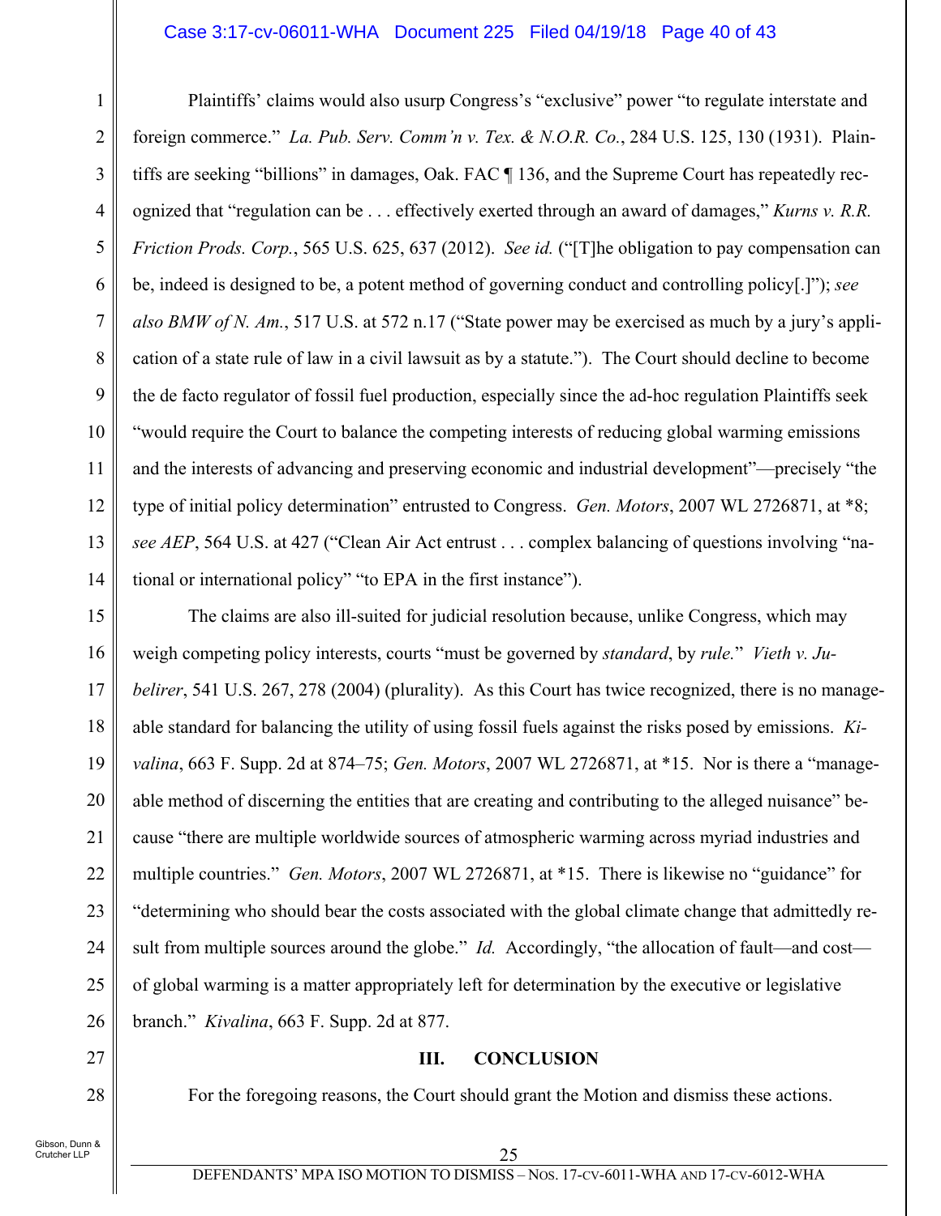Plaintiffs' claims would also usurp Congress's "exclusive" power "to regulate interstate and foreign commerce." *La. Pub. Serv. Comm'n v. Tex. & N.O.R. Co.*, 284 U.S. 125, 130 (1931). Plaintiffs are seeking "billions" in damages, Oak. FAC ¶ 136, and the Supreme Court has repeatedly recognized that "regulation can be . . . effectively exerted through an award of damages," *Kurns v. R.R. Friction Prods. Corp.*, 565 U.S. 625, 637 (2012). *See id.* ("[T]he obligation to pay compensation can be, indeed is designed to be, a potent method of governing conduct and controlling policy[.]"); *see also BMW of N. Am.*, 517 U.S. at 572 n.17 ("State power may be exercised as much by a jury's application of a state rule of law in a civil lawsuit as by a statute."). The Court should decline to become the de facto regulator of fossil fuel production, especially since the ad-hoc regulation Plaintiffs seek "would require the Court to balance the competing interests of reducing global warming emissions and the interests of advancing and preserving economic and industrial development"—precisely "the type of initial policy determination" entrusted to Congress. *Gen. Motors*, 2007 WL 2726871, at *8; *see AEP*, 564 U.S. at 427 ("Clean Air Act entrust . . . complex balancing of questions involving "national or international policy" "to EPA in the first instance").

The claims are also ill-suited for judicial resolution because, unlike Congress, which may weigh competing policy interests, courts "must be governed by *standard*, by *rule*." *Vieth v. Jubelirer*, 541 U.S. 267, 278 (2004) (plurality). As this Court has twice recognized, there is no manageable standard for balancing the utility of using fossil fuels against the risks posed by emissions. *Kivalina*, 663 F. Supp. 2d at 874–75; *Gen. Motors*, 2007 WL 2726871, at *15. Nor is there a "manageable method of discerning the entities that are creating and contributing to the alleged nuisance" because "there are multiple worldwide sources of atmospheric warming across myriad industries and multiple countries." *Gen. Motors*, 2007 WL 2726871, at *15. There is likewise no "guidance" for "determining who should bear the costs associated with the global climate change that admittedly result from multiple sources around the globe." *Id.* Accordingly, "the allocation of fault—and cost—of global warming is a matter appropriately left for determination by the executive or legislative branch." *Kivalina*, 663 F. Supp. 2d at 877.

## III. CONCLUSION

For the foregoing reasons, the Court should grant the Motion and dismiss these actions.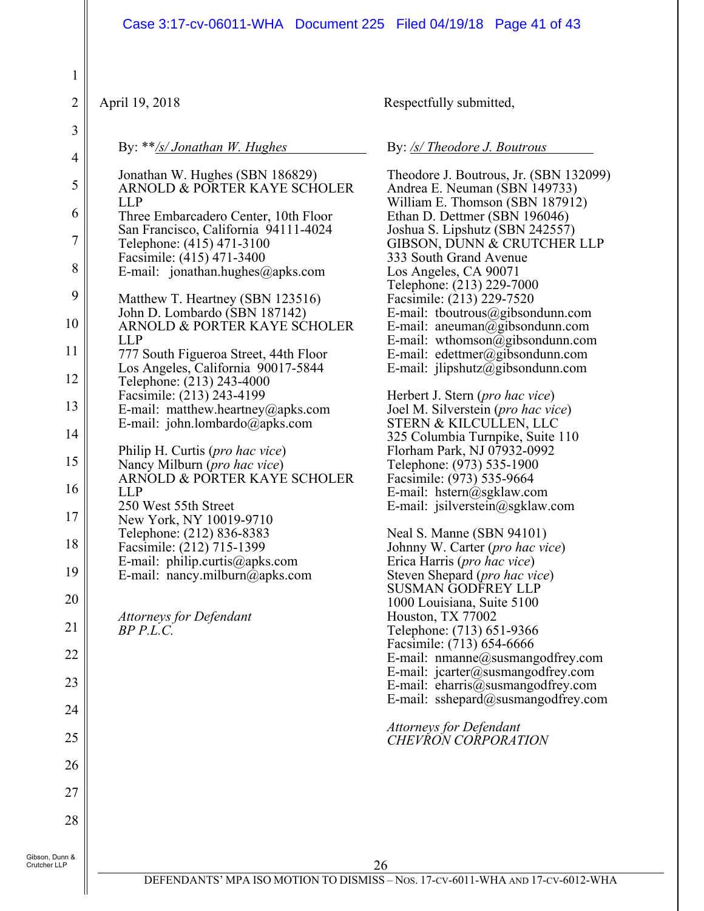April 19, 2018

Respectfully submitted,

By: \*\*/s/ Jonathan W. Hughes

Jonathan W. Hughes (SBN 186829)
ARNOLD & PORTER KAYE SCHOLER LLP
Three Embarcadero Center, 10th Floor
San Francisco, California 94111-4024
Telephone: (415) 471-3100
Facsimile: (415) 471-3400
E-mail: jonathan.hughes@apks.com

Matthew T. Heartney (SBN 123516)
John D. Lombardo (SBN 187142)
ARNOLD & PORTER KAYE SCHOLER LLP
777 South Figueroa Street, 44th Floor
Los Angeles, California 90017-5844
Telephone: (213) 243-4000
Facsimile: (213) 243-4199
E-mail: matthew.heartney@apks.com
E-mail: john.lombardo@apks.com

Philip H. Curtis (*pro hac vice*)
Nancy Milburn (*pro hac vice*)
ARNOLD & PORTER KAYE SCHOLER LLP
250 West 55th Street
New York, NY 10019-9710
Telephone: (212) 836-8383
Facsimile: (212) 715-1399
E-mail: philip.curtis@apks.com
E-mail: nancy.milburn@apks.com

*Attorneys for Defendant BP P.L.C.*

By: /s/ Theodore J. Boutrous

Theodore J. Boutrous, Jr. (SBN 132099)
Andrea E. Neuman (SBN 149733)
William E. Thomson (SBN 187912)
Ethan D. Dettmer (SBN 196046)
Joshua S. Lipshutz (SBN 242557)
GIBSON, DUNN & CRUTCHER LLP
333 South Grand Avenue
Los Angeles, CA 90071
Telephone: (213) 229-7000
Facsimile: (213) 229-7520
E-mail: tboutrous@gibsondunn.com
E-mail: aneuman@gibsondunn.com
E-mail: wthomson@gibsondunn.com
E-mail: edettmer@gibsondunn.com
E-mail: jlipshutz@gibsondunn.com

Herbert J. Stern (*pro hac vice*)
Joel M. Silverstein (*pro hac vice*)
STERN & KILCULLEN, LLC
325 Columbia Turnpike, Suite 110
Florham Park, NJ 07932-0992
Telephone: (973) 535-1900
Facsimile: (973) 535-9664
E-mail: hstern@sgklaw.com
E-mail: jsilverstein@sgklaw.com

Neal S. Manne (SBN 94101)
Johnny W. Carter (*pro hac vice*)
Erica Harris (*pro hac vice*)
Steven Shepard (*pro hac vice*)
SUSMAN GODFREY LLP
1000 Louisiana, Suite 5100
Houston, TX 77002
Telephone: (713) 651-9366
Facsimile: (713) 654-6666
E-mail: nmanne@susmangodfrey.com
E-mail: jcarter@susmangodfrey.com
E-mail: eharris@susmangodfrey.com
E-mail: sshepard@susmangodfrey.com

*Attorneys for Defendant CHEVRON CORPORATION*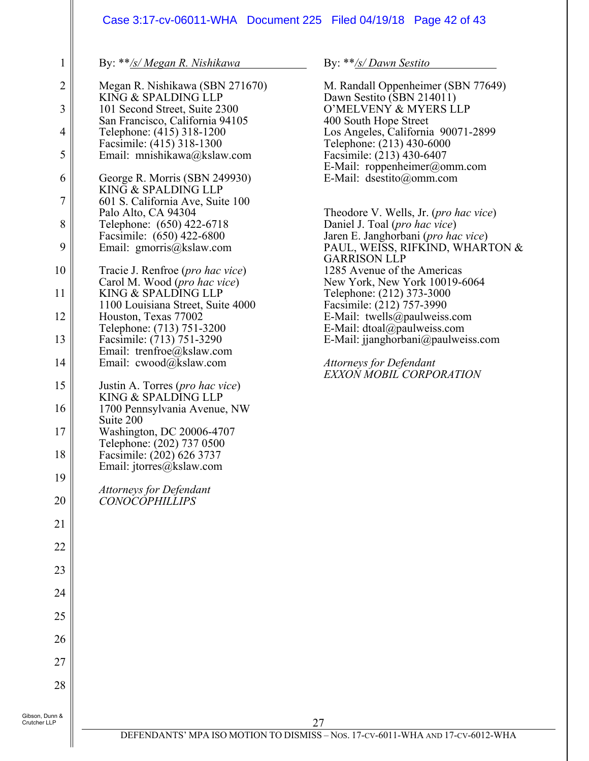By: \*\*/s/ Megan R. Nishikawa

Megan R. Nishikawa (SBN 271670)
KING & SPALDING LLP
101 Second Street, Suite 2300
San Francisco, California 94105
Telephone: (415) 318-1200
Facsimile: (415) 318-1300
Email: mnishikawa@kslaw.com

George R. Morris (SBN 249930)
KING & SPALDING LLP
601 S. California Ave, Suite 100
Palo Alto, CA 94304
Telephone: (650) 422-6718
Facsimile: (650) 422-6800
Email: gmorris@kslaw.com

Tracie J. Renfroe (*pro hac vice*)
Carol M. Wood (*pro hac vice*)
KING & SPALDING LLP
1100 Louisiana Street, Suite 4000
Houston, Texas 77002
Telephone: (713) 751-3200
Facsimile: (713) 751-3290
Email: trenfroe@kslaw.com
Email: cwood@kslaw.com

Justin A. Torres (*pro hac vice*)
KING & SPALDING LLP
1700 Pennsylvania Avenue, NW
Suite 200
Washington, DC 20006-4707
Telephone: (202) 737 0500
Facsimile: (202) 626 3737
Email: jtorres@kslaw.com

*Attorneys for Defendant*
*CONOCOPHILLIPS*

By: \*\*/s/ Dawn Sestito

M. Randall Oppenheimer (SBN 77649)
Dawn Sestito (SBN 214011)
O'MELVENY & MYERS LLP
400 South Hope Street
Los Angeles, California 90071-2899
Telephone: (213) 430-6000
Facsimile: (213) 430-6407
E-Mail: roppenheimer@omm.com
E-Mail: dsestito@omm.com

Theodore V. Wells, Jr. (*pro hac vice*)
Daniel J. Toal (*pro hac vice*)
Jaren E. Janghorbani (*pro hac vice*)
PAUL, WEISS, RIFKIND, WHARTON & GARRISON LLP
1285 Avenue of the Americas
New York, New York 10019-6064
Telephone: (212) 373-3000
Facsimile: (212) 757-3990
E-Mail: twells@paulweiss.com
E-Mail: dtoal@paulweiss.com
E-Mail: jjanghorbani@paulweiss.com

*Attorneys for Defendant*
*EXXON MOBIL CORPORATION*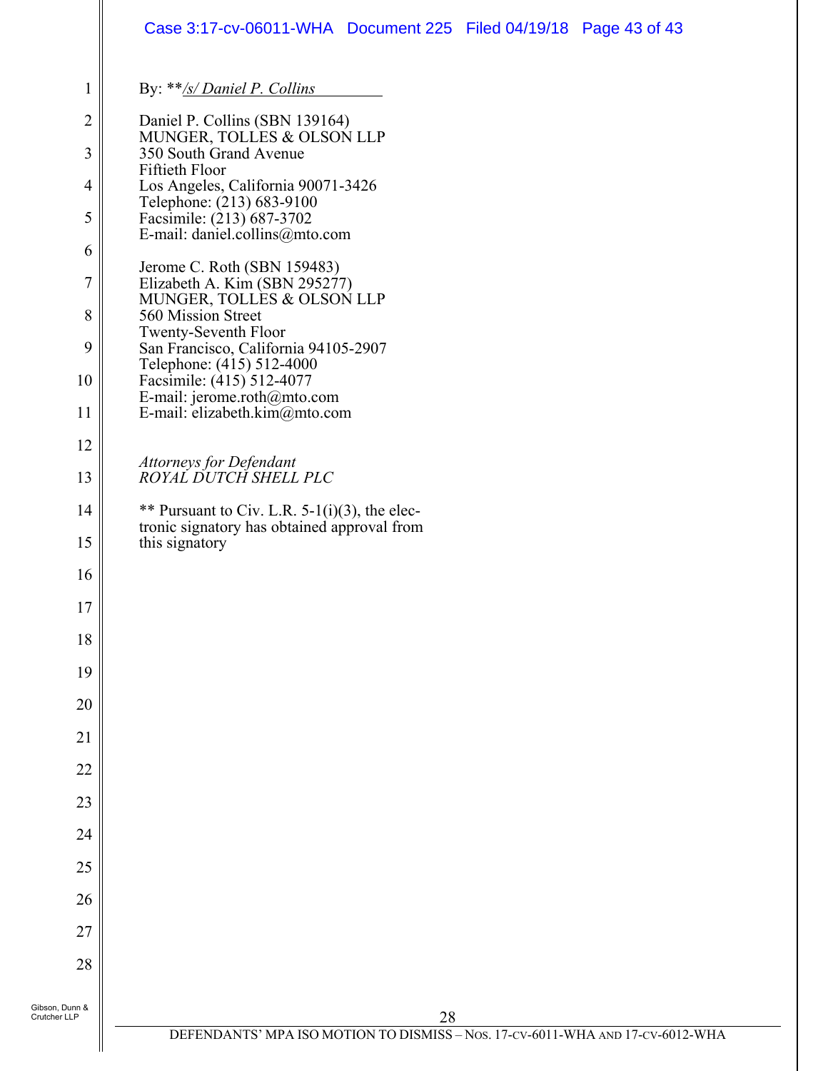By: ***/s/ Daniel P. Collins*

Daniel P. Collins (SBN 139164)
MUNGER, TOLLES & OLSON LLP
350 South Grand Avenue
Fiftieth Floor
Los Angeles, California 90071-3426
Telephone: (213) 683-9100
Facsimile: (213) 687-3702
E-mail: daniel.collins@mto.com

Jerome C. Roth (SBN 159483)
Elizabeth A. Kim (SBN 295277)
MUNGER, TOLLES & OLSON LLP
560 Mission Street
Twenty-Seventh Floor
San Francisco, California 94105-2907
Telephone: (415) 512-4000
Facsimile: (415) 512-4077
E-mail: jerome.roth@mto.com
E-mail: elizabeth.kim@mto.com

*Attorneys for Defendant*
*ROYAL DUTCH SHELL PLC*

** Pursuant to Civ. L.R. 5-1(i)(3), the electronic signatory has obtained approval from this signatory